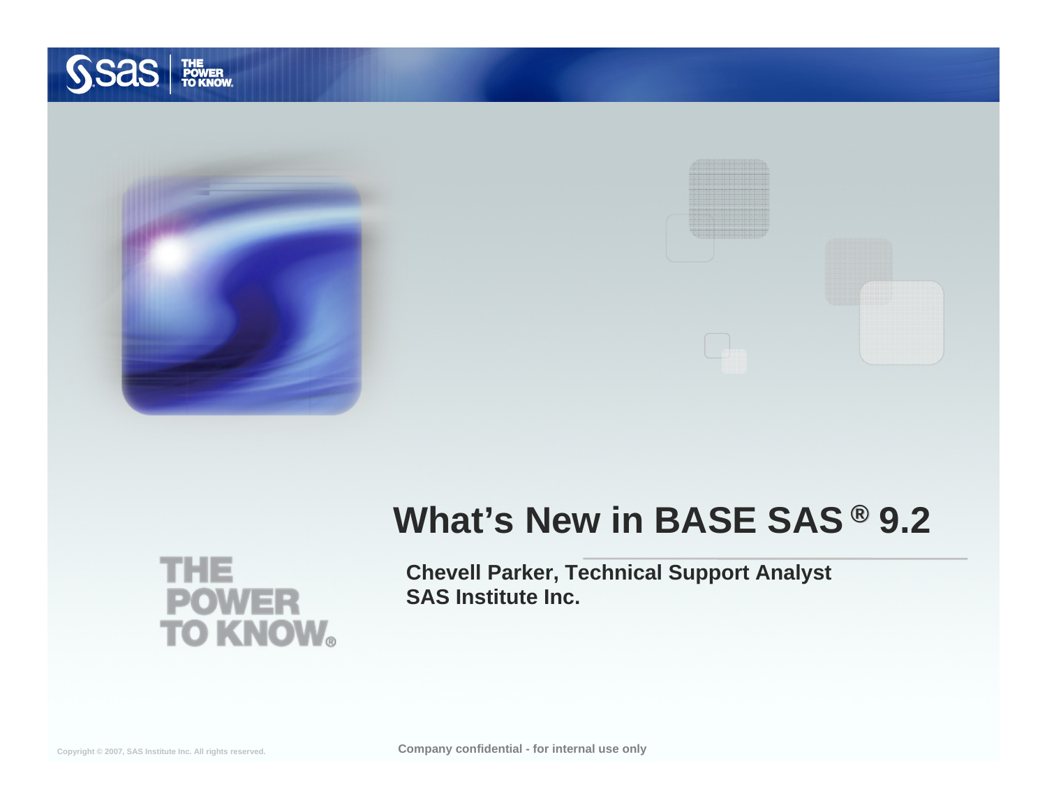# What's New in BASE SAS ® 9.2

**Chevell Parker, Technical Support Analyst**
**SAS Institute Inc.**

Company confidential - for internal use only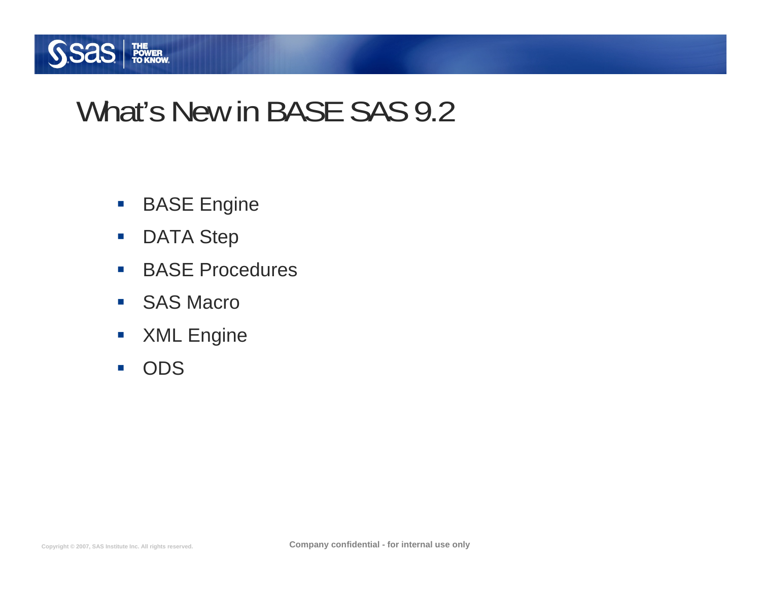# What's New in BASE SAS 9.2

- BASE Engine
- DATA Step
- BASE Procedures
- SAS Macro
- XML Engine
- ODS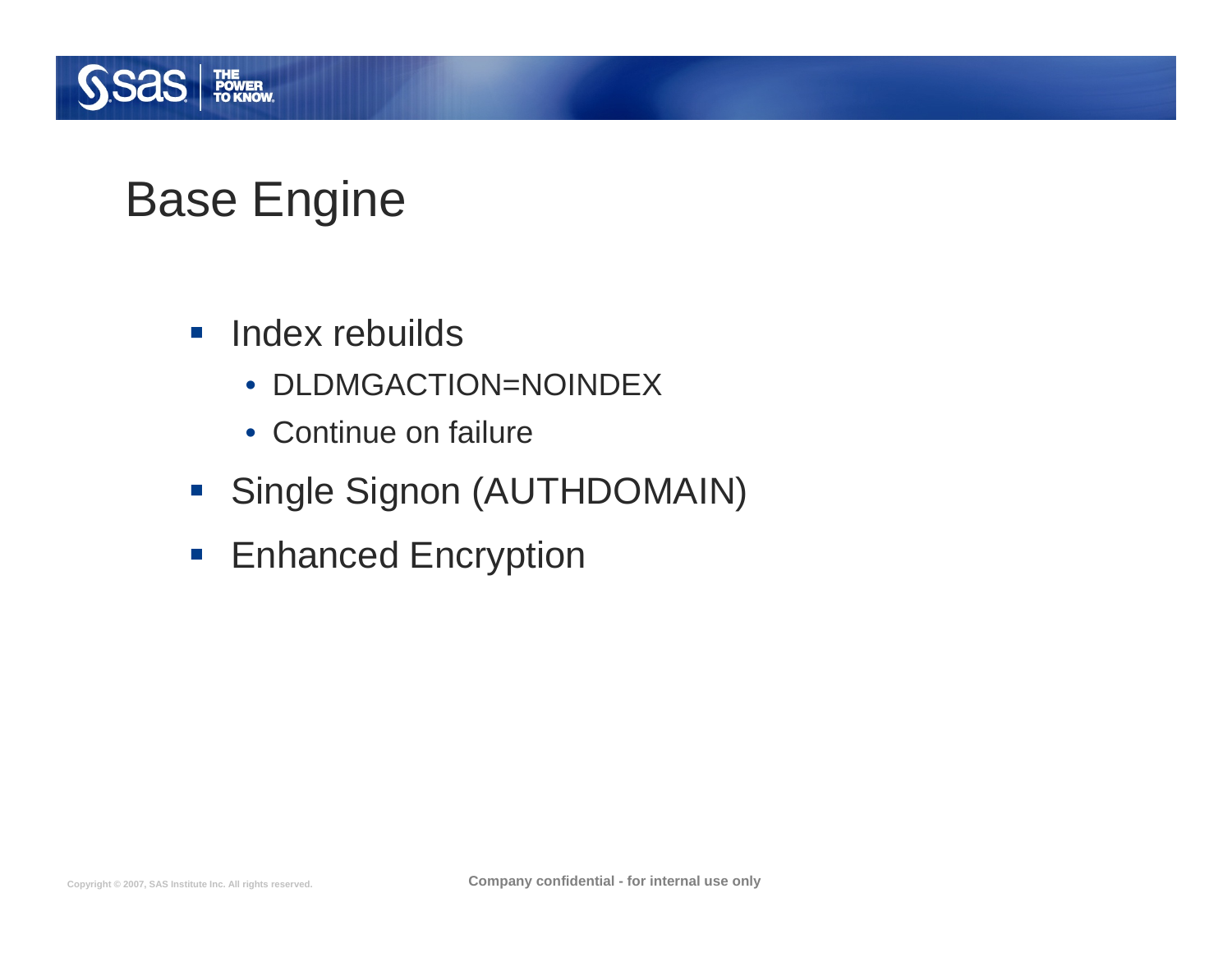# Base Engine

- Index rebuilds
  - DLDMGACTION=NOINDEX
  - Continue on failure
- Single Signon (AUTHDOMAIN)
- Enhanced Encryption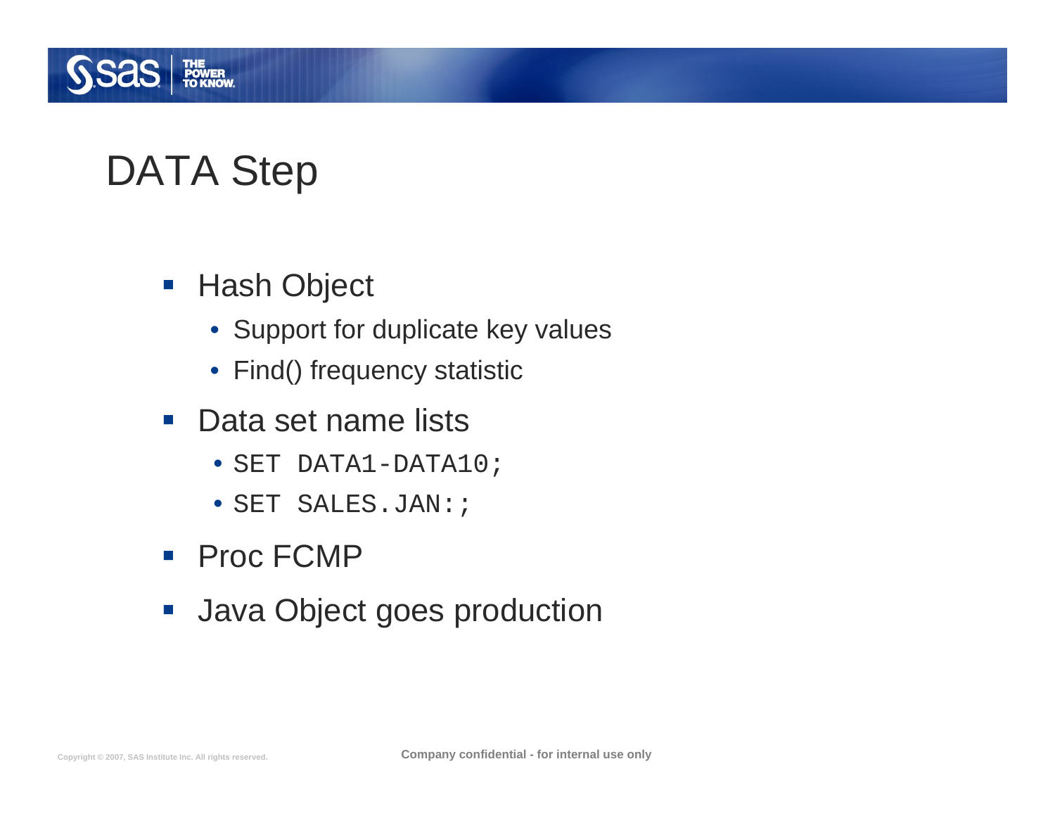# DATA Step

- Hash Object
  - Support for duplicate key values
  - Find() frequency statistic
- Data set name lists
  - `SET DATA1-DATA10;`
  - `SET SALES.JAN:;`
- Proc FCMP
- Java Object goes production

Company confidential - for internal use only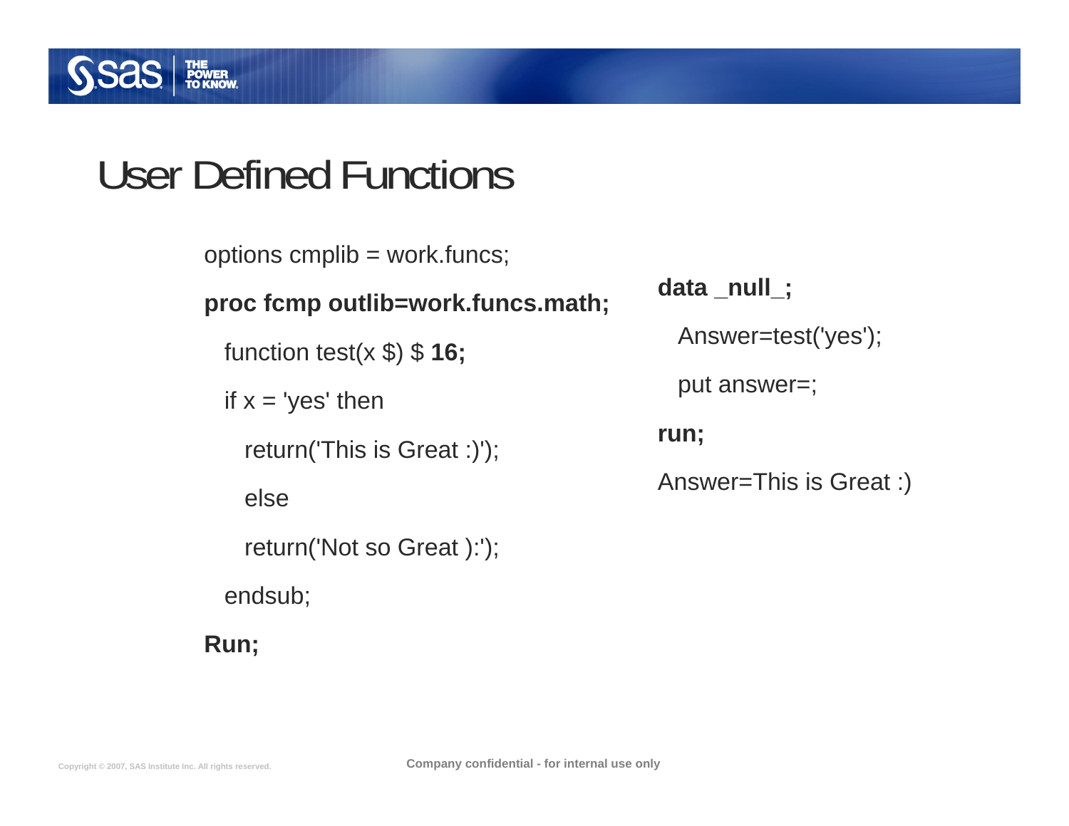# User Defined Functions

```
options cmplib = work.funcs;
proc fcmp outlib=work.funcs.math;
  function test(x $) $ 16;
  if x = 'yes' then
    return('This is Great :)');
    else
    return('Not so Great ):');
  endsub;
Run;
```

```
data _null_;
  Answer=test('yes');
  put answer=;
run;
```

```
Answer=This is Great :)
```

Copyright © 2007, SAS Institute Inc. All rights reserved.

Company confidential - for internal use only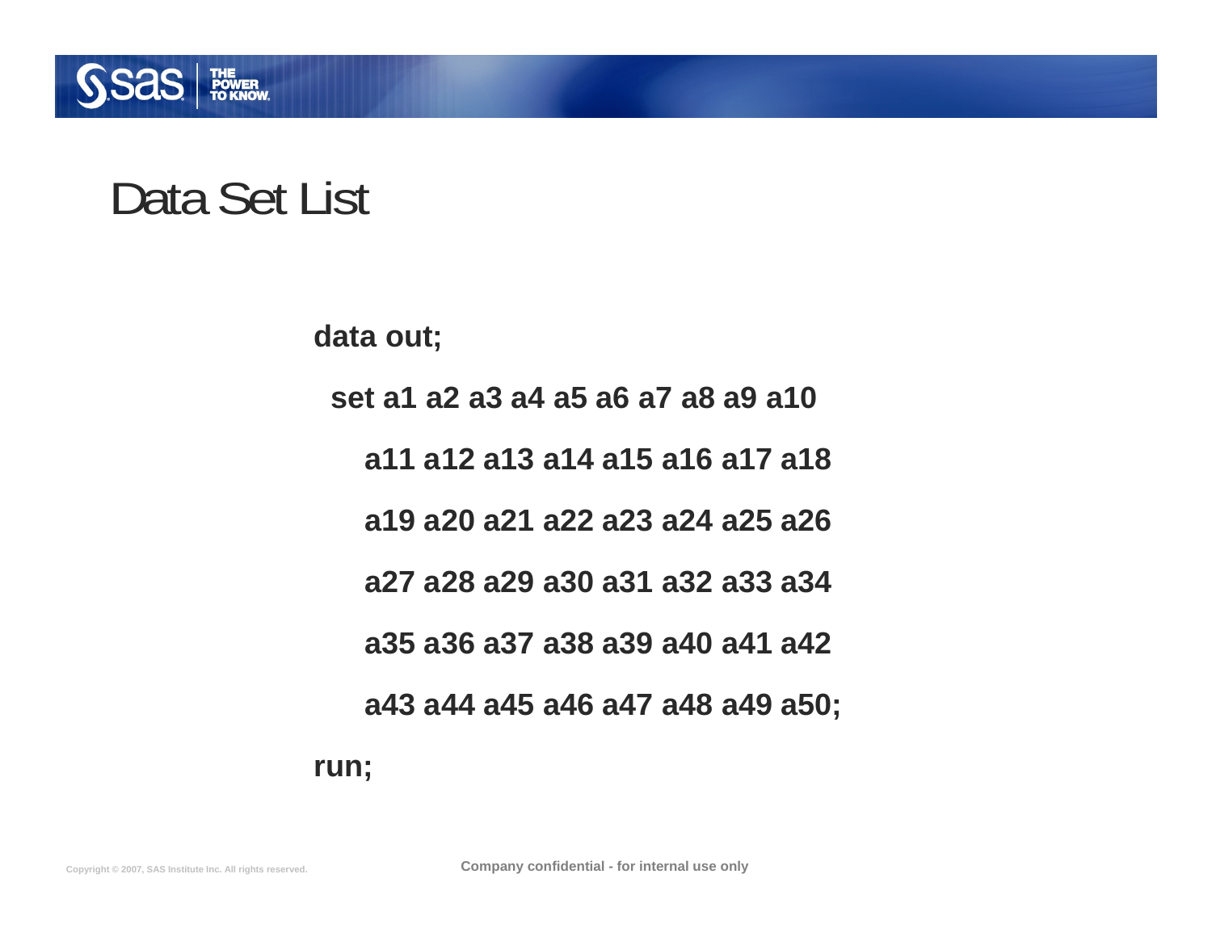# Data Set List

```
data out;
  set a1 a2 a3 a4 a5 a6 a7 a8 a9 a10
      a11 a12 a13 a14 a15 a16 a17 a18
      a19 a20 a21 a22 a23 a24 a25 a26
      a27 a28 a29 a30 a31 a32 a33 a34
      a35 a36 a37 a38 a39 a40 a41 a42
      a43 a44 a45 a46 a47 a48 a49 a50;
run;
```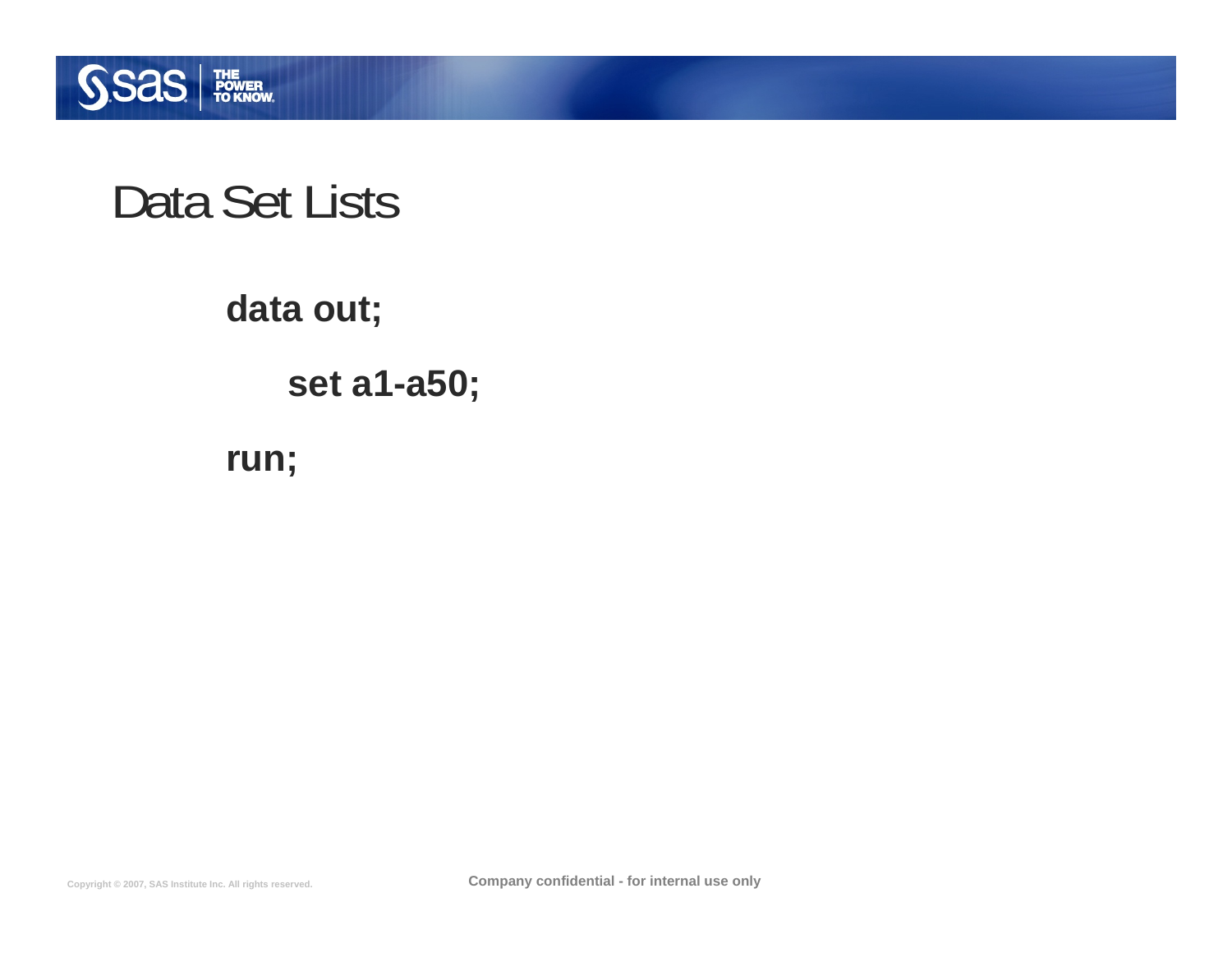# Data Set Lists

```
data out;
   set a1-a50;
run;
```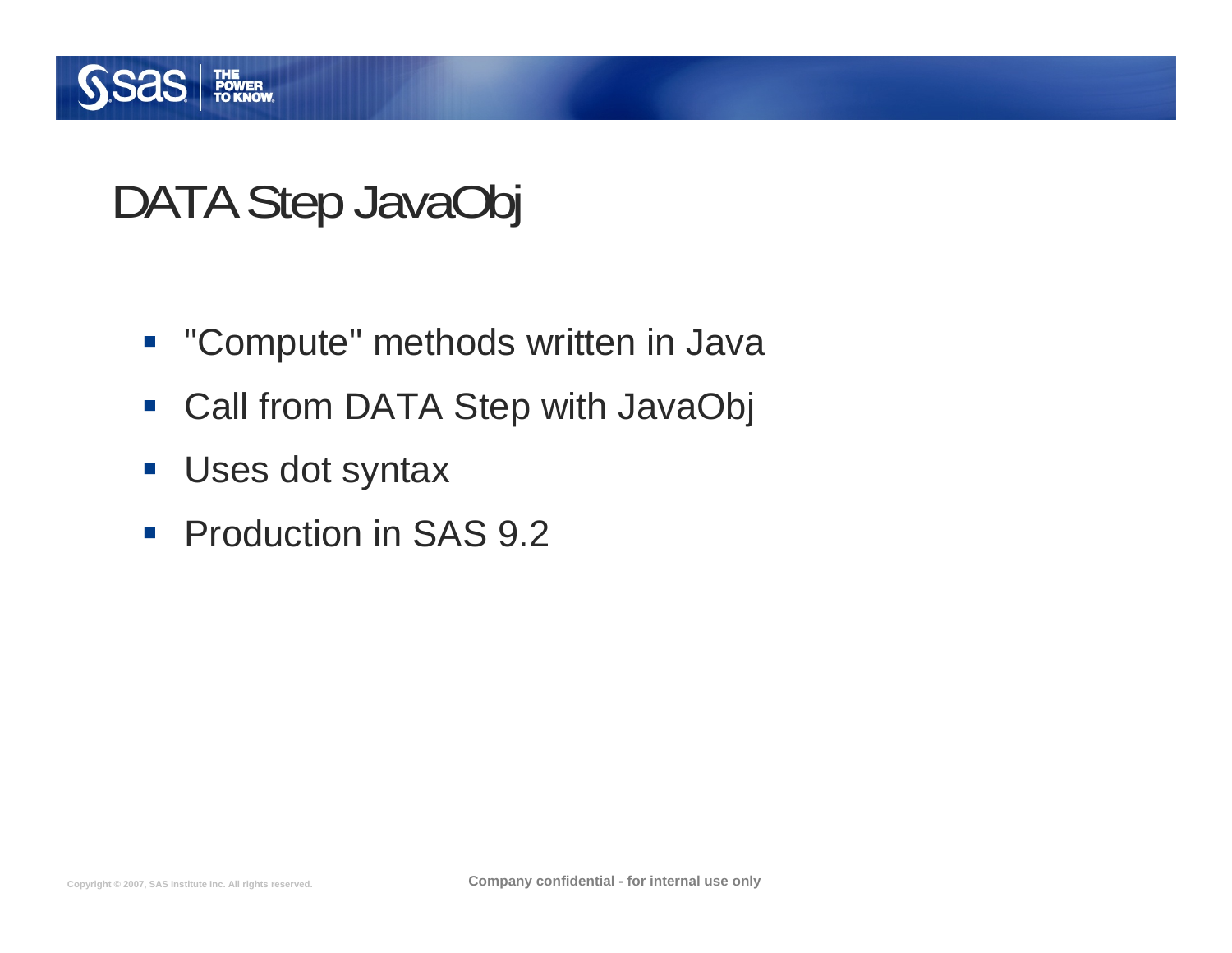# DATA Step JavaObj

- "Compute" methods written in Java
- Call from DATA Step with JavaObj
- Uses dot syntax
- Production in SAS 9.2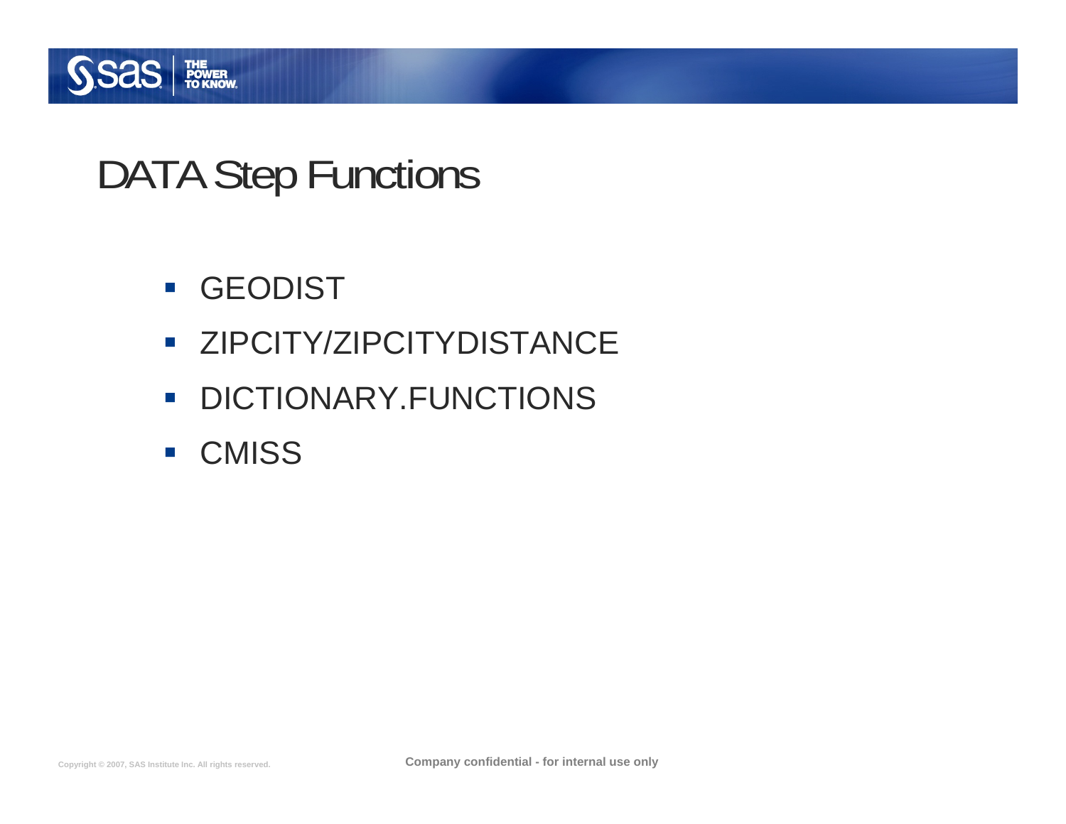# DATA Step Functions

- GEODIST
- ZIPCITY/ZIPCITYDISTANCE
- DICTIONARY.FUNCTIONS
- CMISS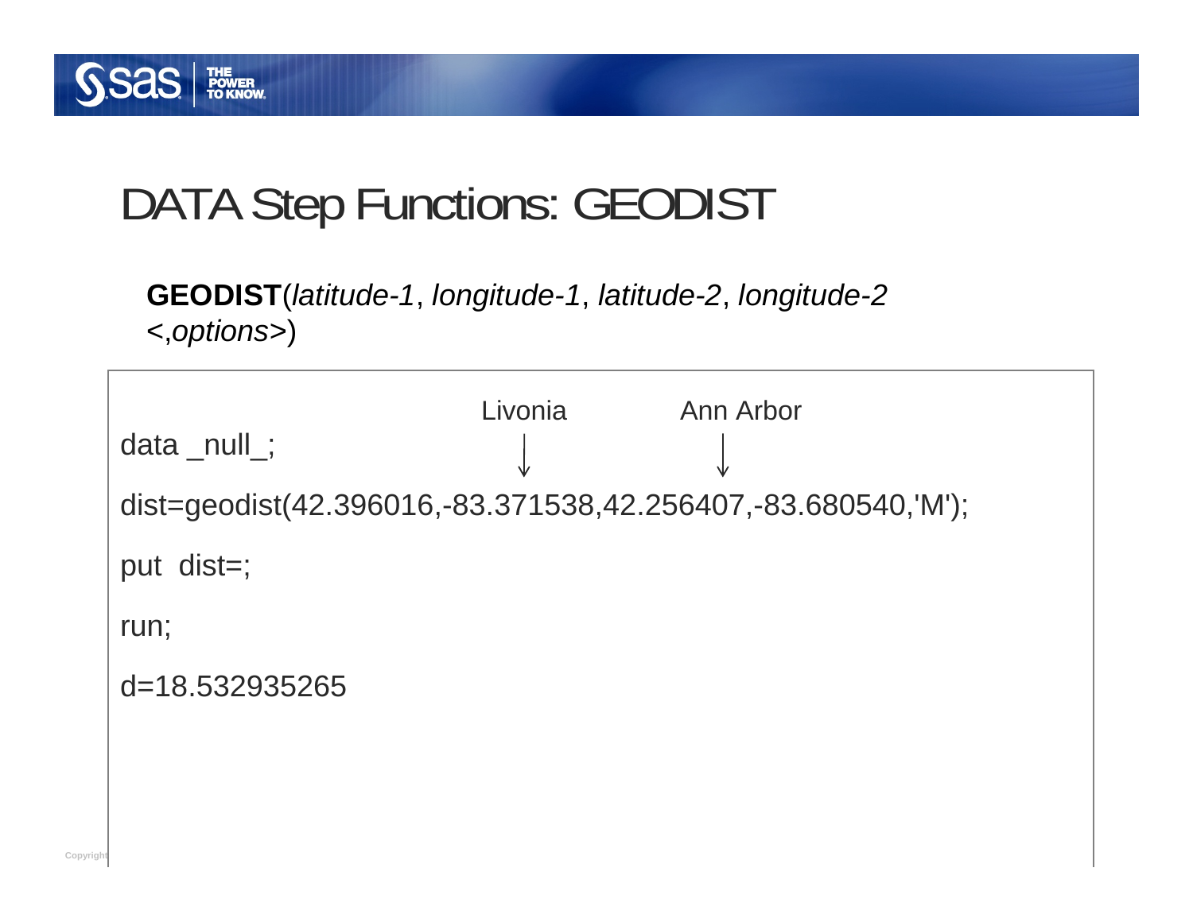# DATA Step Functions: GEODIST

**GEODIST**(*latitude-1*, *longitude-1*, *latitude-2*, *longitude-2* <,*options*>)

Livonia    Ann Arbor

```
data _null_;

dist=geodist(42.396016,-83.371538,42.256407,-83.680540,'M');

put  dist=;

run;

d=18.532935265
```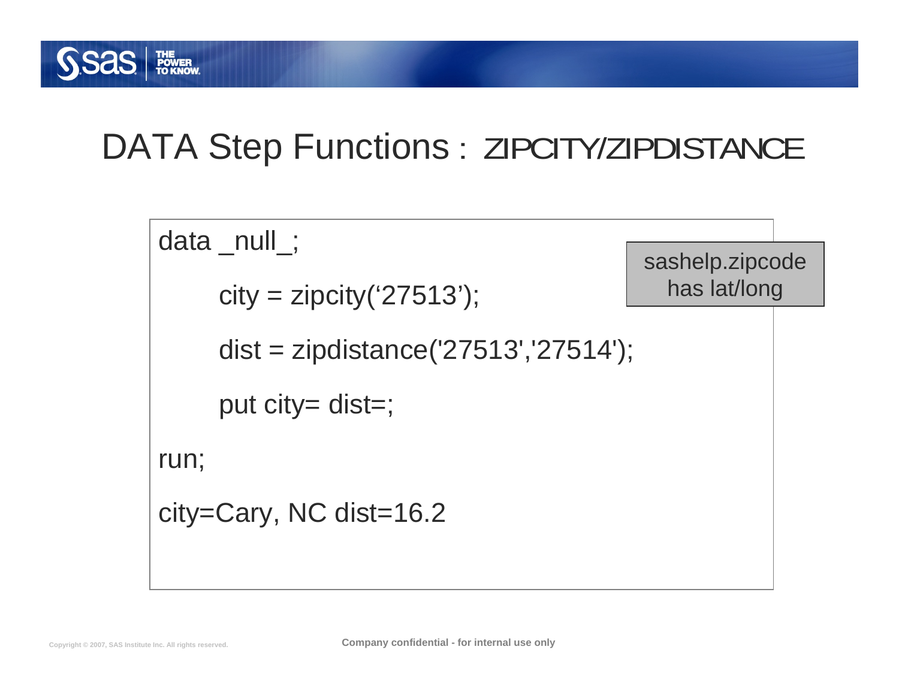# DATA Step Functions : ZIPCITY/ZIPDISTANCE

```
data _null_;
    city = zipcity('27513');
    dist = zipdistance('27513','27514');
    put city= dist=;
run;
city=Cary, NC dist=16.2
```

sashelp.zipcode has lat/long

Copyright © 2007, SAS Institute Inc. All rights reserved.

Company confidential - for internal use only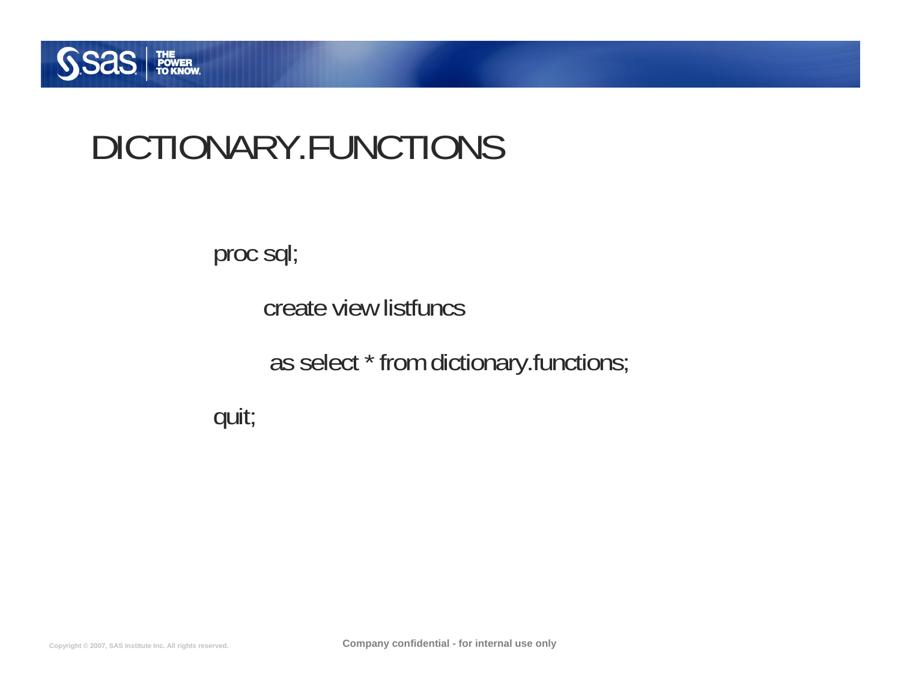# DICTIONARY.FUNCTIONS

```
proc sql;
    create view listfuncs
     as select * from dictionary.functions;
quit;
```

Copyright © 2007, SAS Institute Inc. All rights reserved.

Company confidential - for internal use only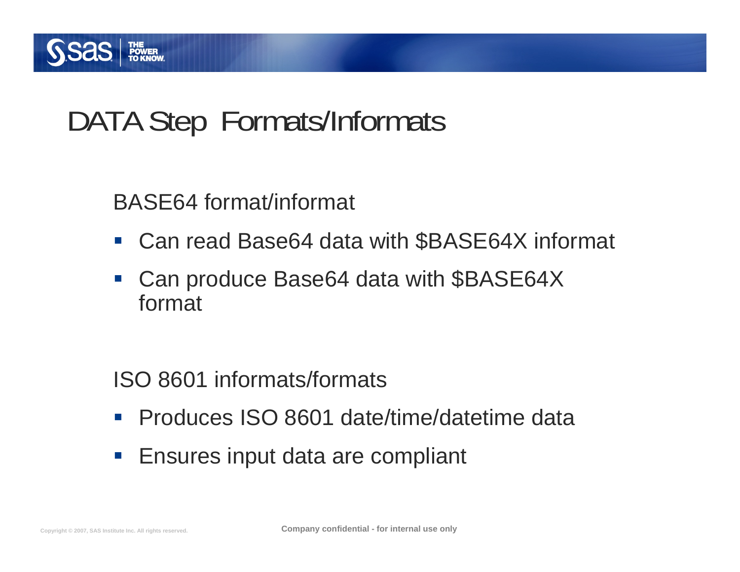# DATA Step Formats/Informats

BASE64 format/informat

- Can read Base64 data with $BASE64X informat
- Can produce Base64 data with $BASE64X format

ISO 8601 informats/formats

- Produces ISO 8601 date/time/datetime data
- Ensures input data are compliant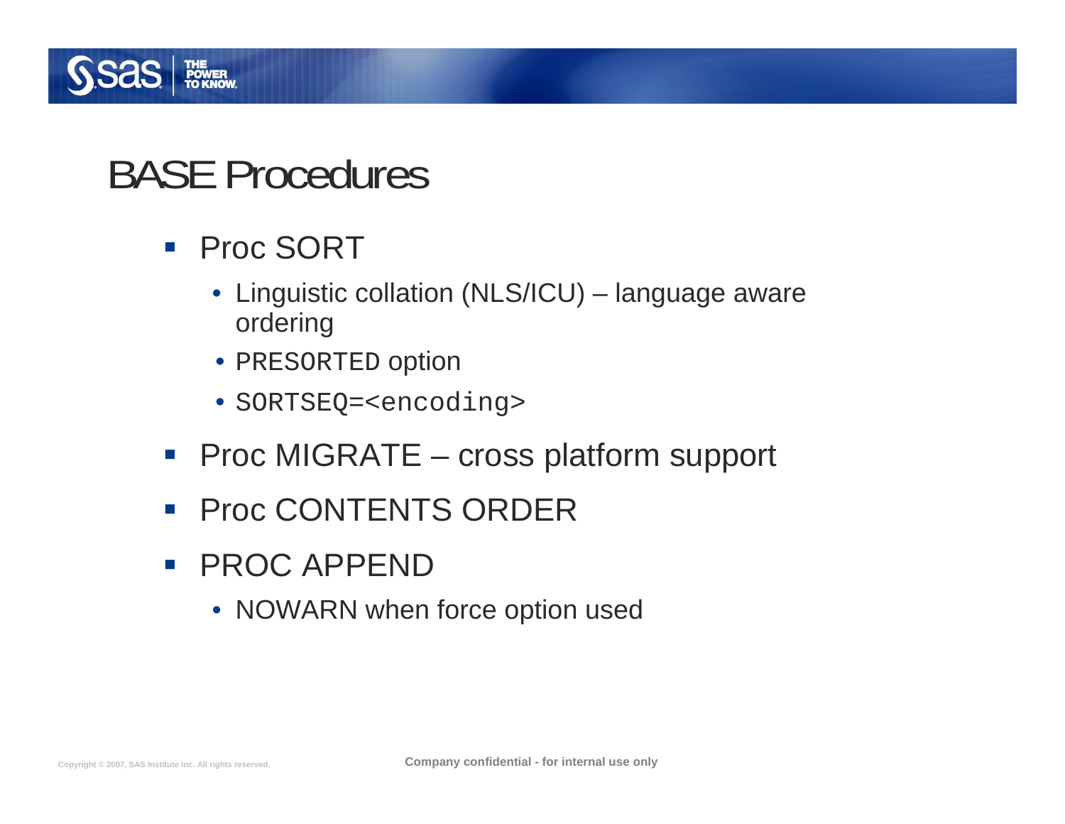# BASE Procedures

- Proc SORT
  - Linguistic collation (NLS/ICU) – language aware ordering
  - `PRESORTED` option
  - `SORTSEQ=<encoding>`
- Proc MIGRATE – cross platform support
- Proc CONTENTS ORDER
- PROC APPEND
  - NOWARN when force option used

Copyright © 2007, SAS Institute Inc. All rights reserved.

Company confidential - for internal use only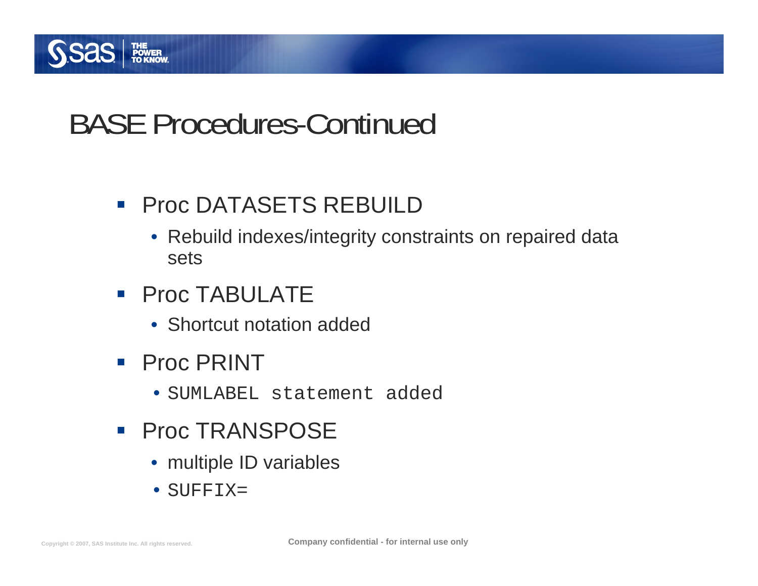# BASE Procedures-Continued

- Proc DATASETS REBUILD
  - Rebuild indexes/integrity constraints on repaired data sets
- Proc TABULATE
  - Shortcut notation added
- Proc PRINT
  - `SUMLABEL statement added`
- Proc TRANSPOSE
  - multiple ID variables
  - `SUFFIX=`

Copyright © 2007, SAS Institute Inc. All rights reserved.

Company confidential - for internal use only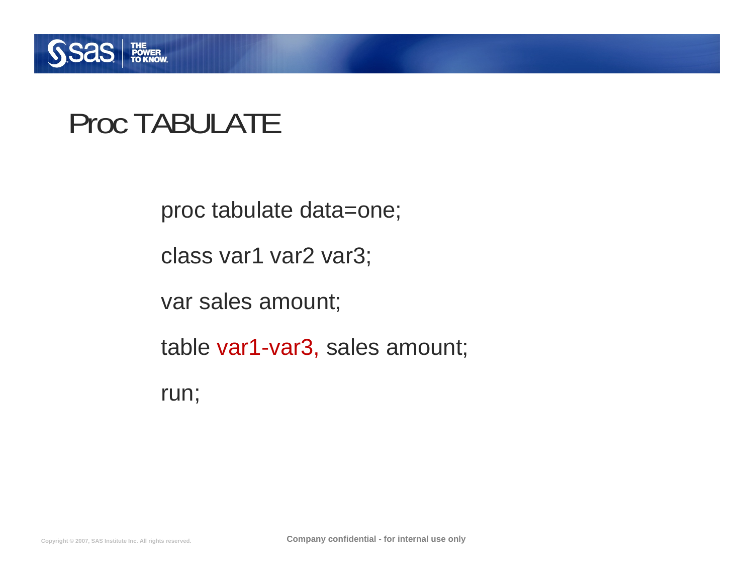# Proc TABULATE

```
proc tabulate data=one;

class var1 var2 var3;

var sales amount;

table var1-var3, sales amount;

run;
```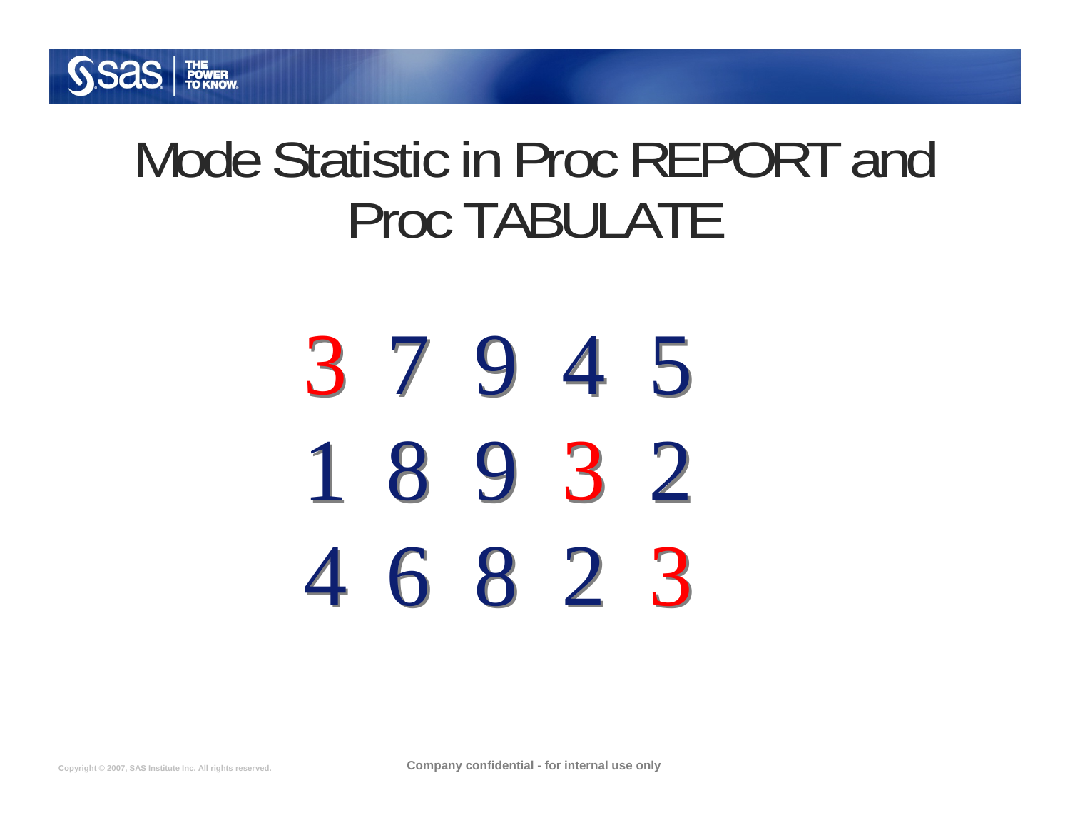# Mode Statistic in Proc REPORT and Proc TABULATE

| | | | | |
|---|---|---|---|---|
| 3 | 7 | 9 | 4 | 5 |
| 1 | 8 | 9 | 3 | 2 |
| 4 | 6 | 8 | 2 | 3 |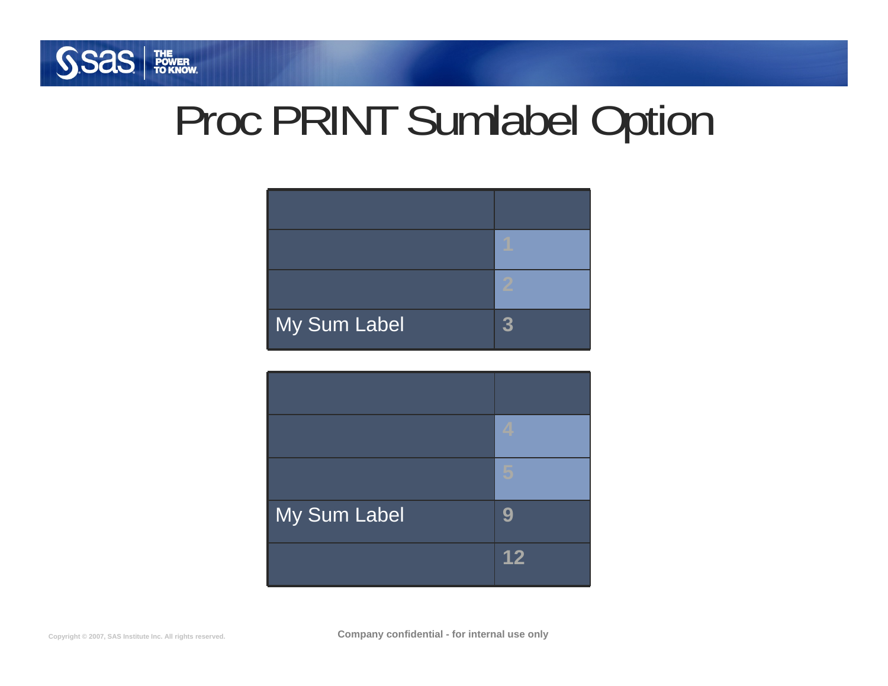# Proc PRINT Sumlabel Option

| | |
|---|---|
| | 1 |
| | 2 |
| My Sum Label | 3 |

| | |
|---|---|
| | 4 |
| | 5 |
| My Sum Label | 9 |
| | 12 |

Company confidential - for internal use only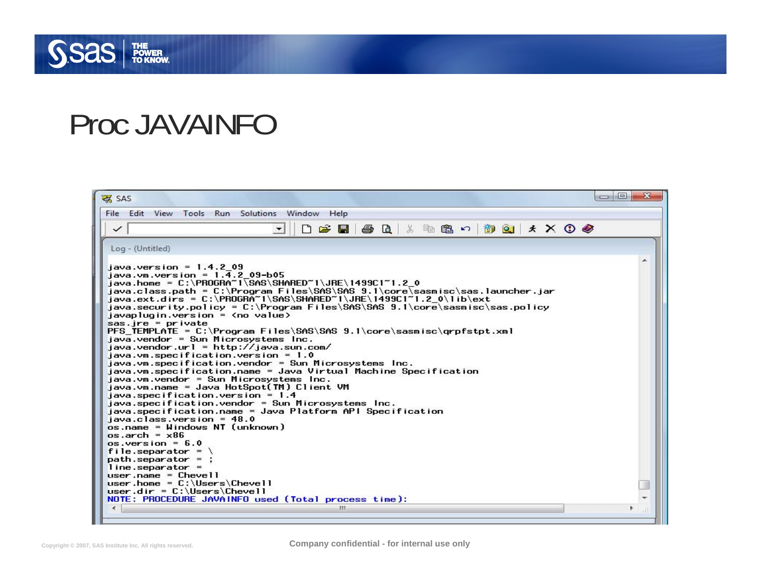# Proc JAVAINFO

```
java.version = 1.4.2_09
java.vm.version = 1.4.2_09-b05
java.home = C:\PROGRA~1\SAS\SHARED~1\JRE\1499C1~1.2_0
java.class.path = C:\Program Files\SAS\SAS 9.1\core\sasmisc\sas.launcher.jar
java.ext.dirs = C:\PROGRA~1\SAS\SHARED~1\JRE\1499C1~1.2_0\lib\ext
java.security.policy = C:\Program Files\SAS\SAS 9.1\core\sasmisc\sas.policy
javaplugin.version = <no value>
sas.jre = private
PFS_TEMPLATE = C:\Program Files\SAS\SAS 9.1\core\sasmisc\qrpfstpt.xml
java.vendor = Sun Microsystems Inc.
java.vendor.url = http://java.sun.com/
java.vm.specification.version = 1.0
java.vm.specification.vendor = Sun Microsystems Inc.
java.vm.specification.name = Java Virtual Machine Specification
java.vm.vendor = Sun Microsystems Inc.
java.vm.name = Java HotSpot(TM) Client VM
java.specification.version = 1.4
java.specification.vendor = Sun Microsystems Inc.
java.specification.name = Java Platform API Specification
java.class.version = 48.0
os.name = Windows NT (unknown)
os.arch = x86
os.version = 6.0
file.separator = \
path.separator = ;
line.separator =
user.name = Chevell
user.home = C:\Users\Chevell
user.dir = C:\Users\Chevell
NOTE: PROCEDURE JAVAINFO used (Total process time):
```

Copyright © 2007, SAS Institute Inc. All rights reserved.

Company confidential - for internal use only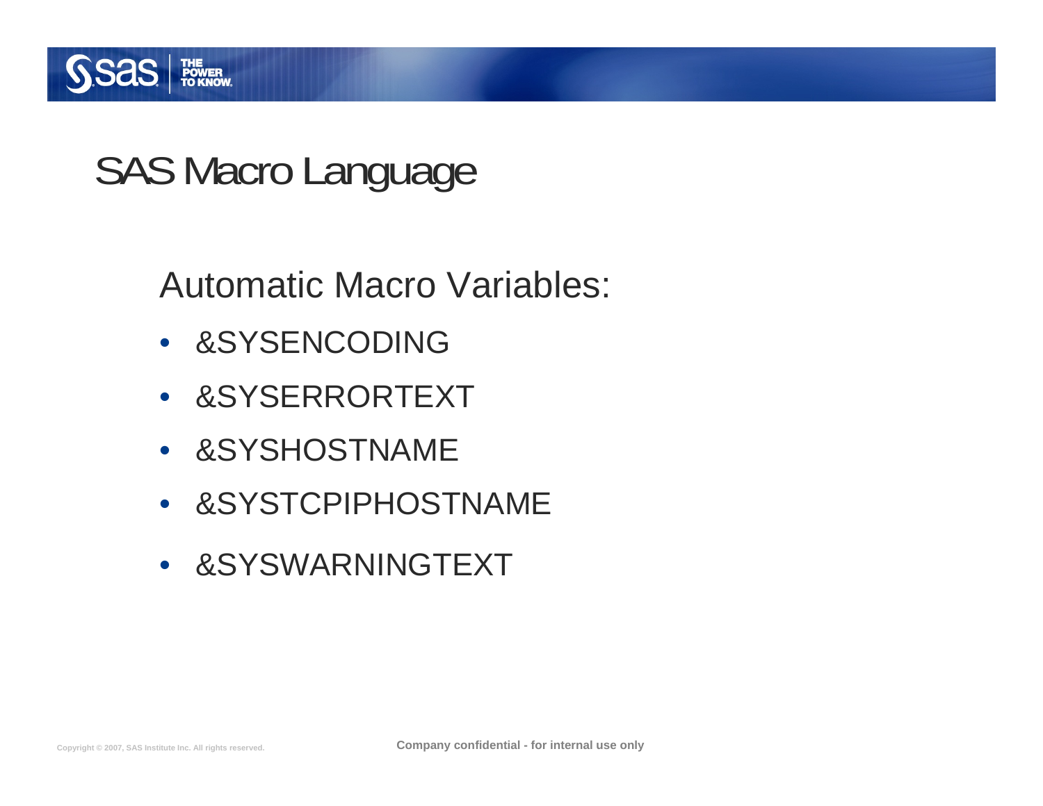# SAS Macro Language

## Automatic Macro Variables:

- &SYSENCODING
- &SYSERRORTEXT
- &SYSHOSTNAME
- &SYSTCPIPHOSTNAME
- &SYSWARNINGTEXT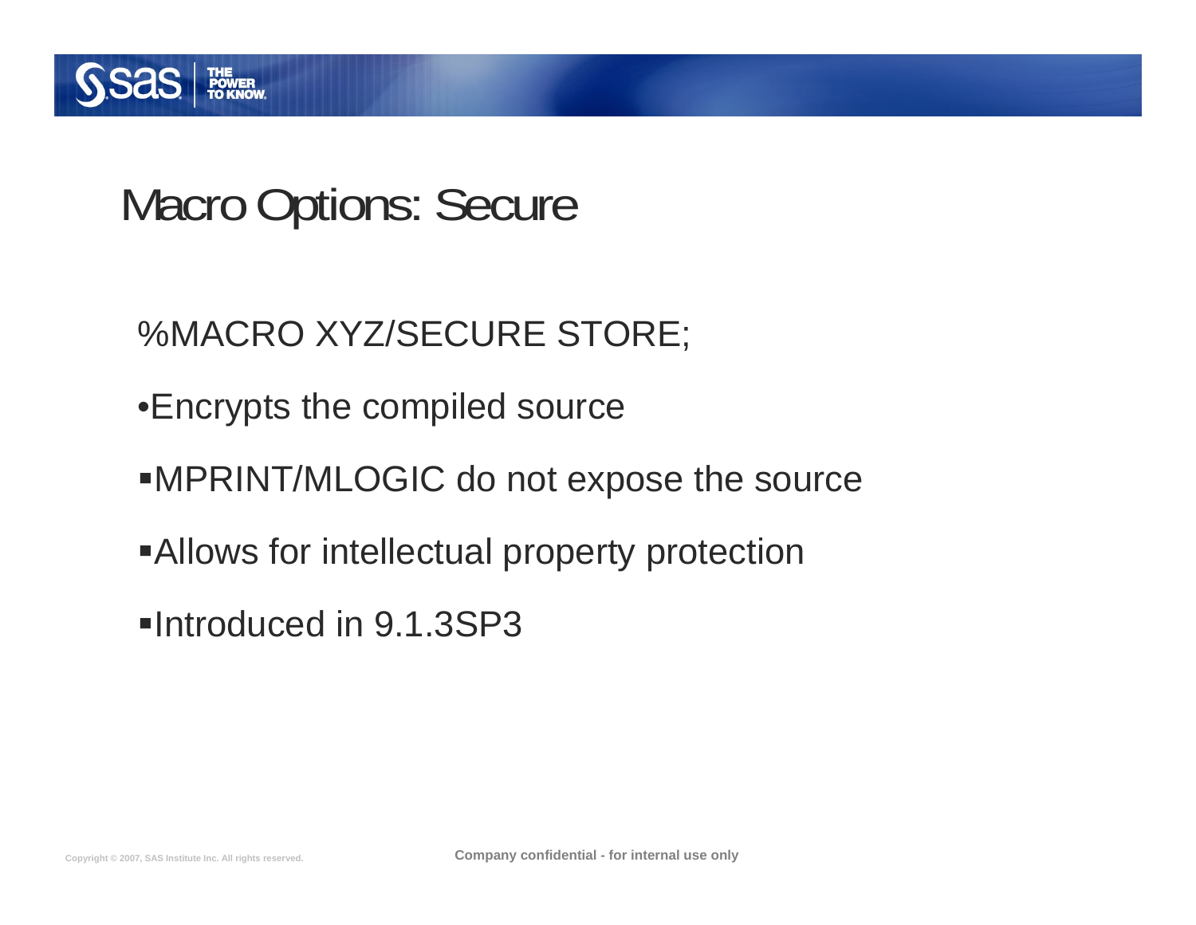# Macro Options: Secure

%MACRO XYZ/SECURE STORE;

- Encrypts the compiled source
  - MPRINT/MLOGIC do not expose the source
  - Allows for intellectual property protection
  - Introduced in 9.1.3SP3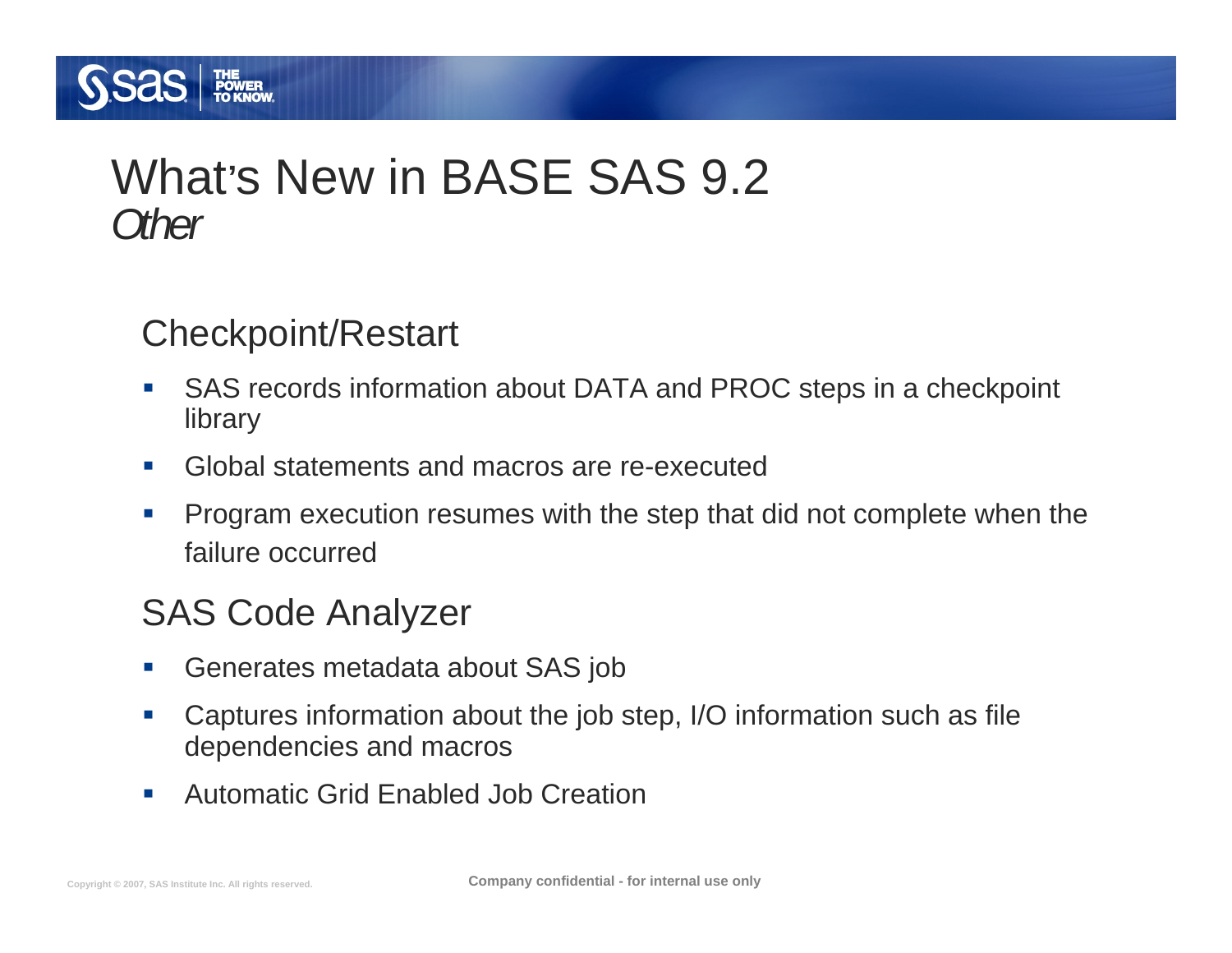# What's New in BASE SAS 9.2
*Other*

## Checkpoint/Restart

- SAS records information about DATA and PROC steps in a checkpoint library
- Global statements and macros are re-executed
- Program execution resumes with the step that did not complete when the failure occurred

## SAS Code Analyzer

- Generates metadata about SAS job
- Captures information about the job step, I/O information such as file dependencies and macros
- Automatic Grid Enabled Job Creation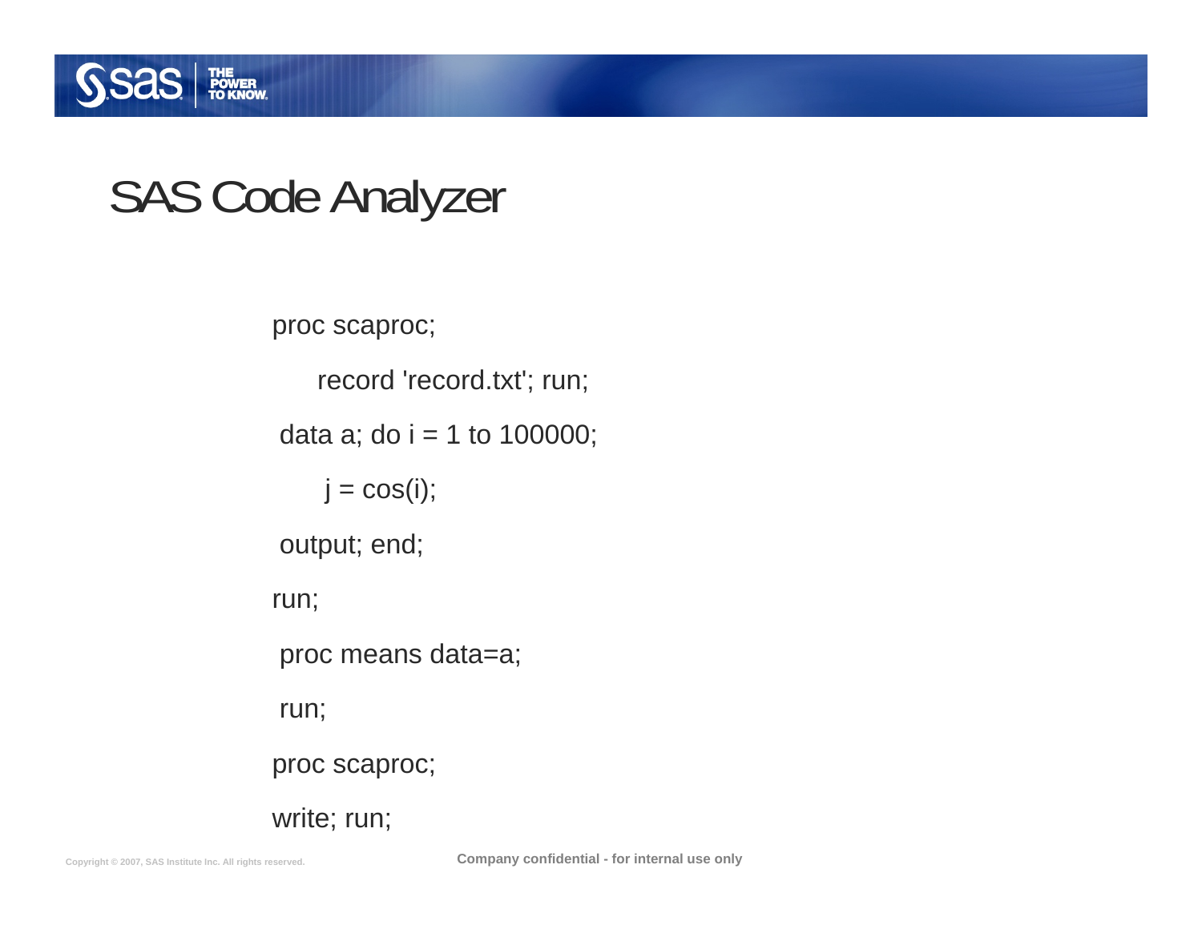# SAS Code Analyzer

```
proc scaproc;
     record 'record.txt'; run;
 data a; do i = 1 to 100000;
      j = cos(i);
 output; end;
run;
 proc means data=a;
 run;
proc scaproc;
write; run;
```

Copyright © 2007, SAS Institute Inc. All rights reserved.

Company confidential - for internal use only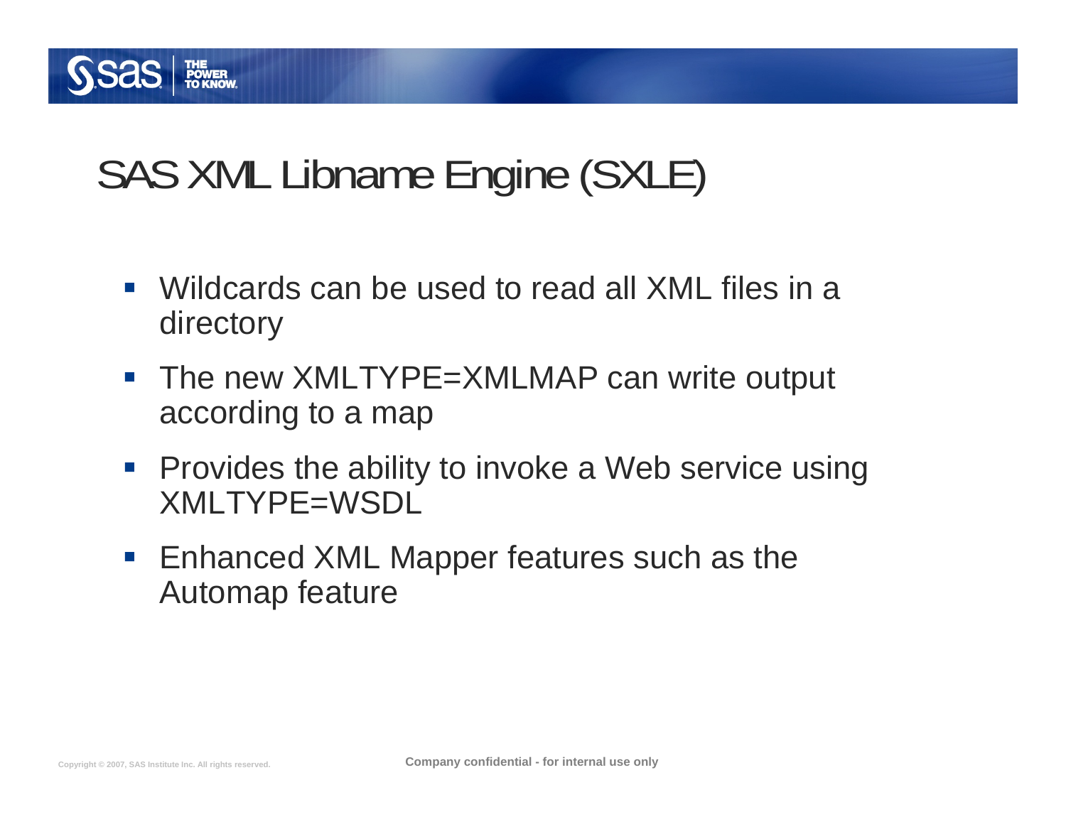# SAS XML Libname Engine (SXLE)

- Wildcards can be used to read all XML files in a directory
- The new XMLTYPE=XMLMAP can write output according to a map
- Provides the ability to invoke a Web service using XMLTYPE=WSDL
- Enhanced XML Mapper features such as the Automap feature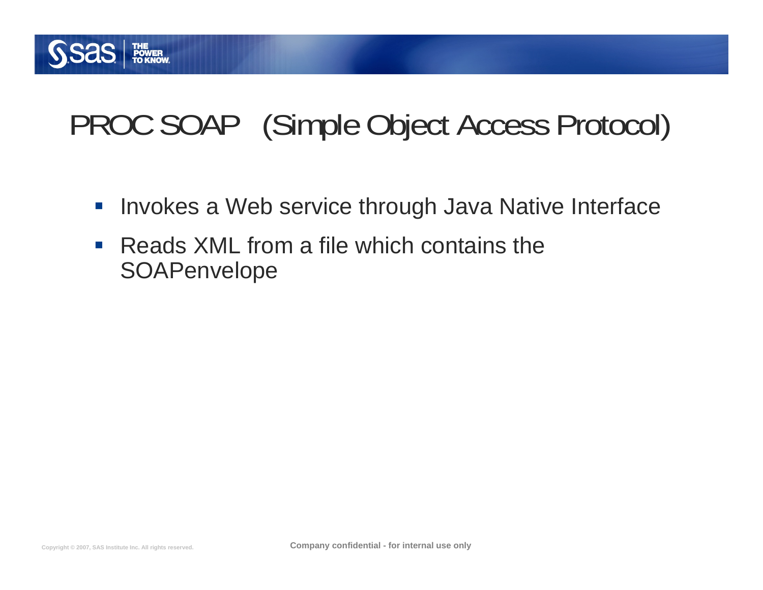# PROC SOAP (Simple Object Access Protocol)

- Invokes a Web service through Java Native Interface
- Reads XML from a file which contains the SOAPenvelope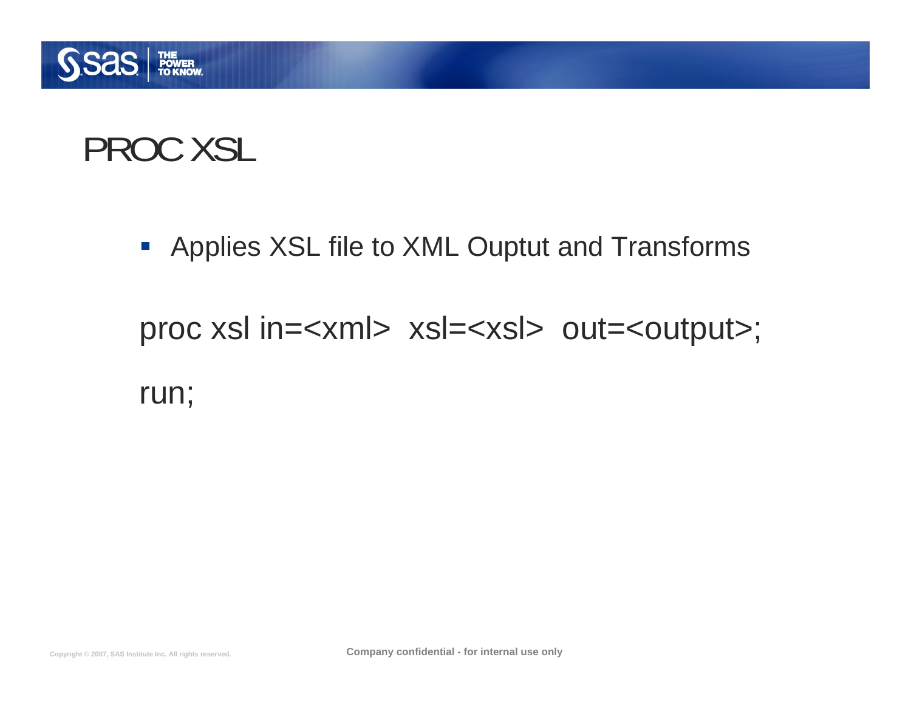# PROC XSL

- Applies XSL file to XML Ouptut and Transforms

```
proc xsl in=<xml>  xsl=<xsl>  out=<output>;

run;
```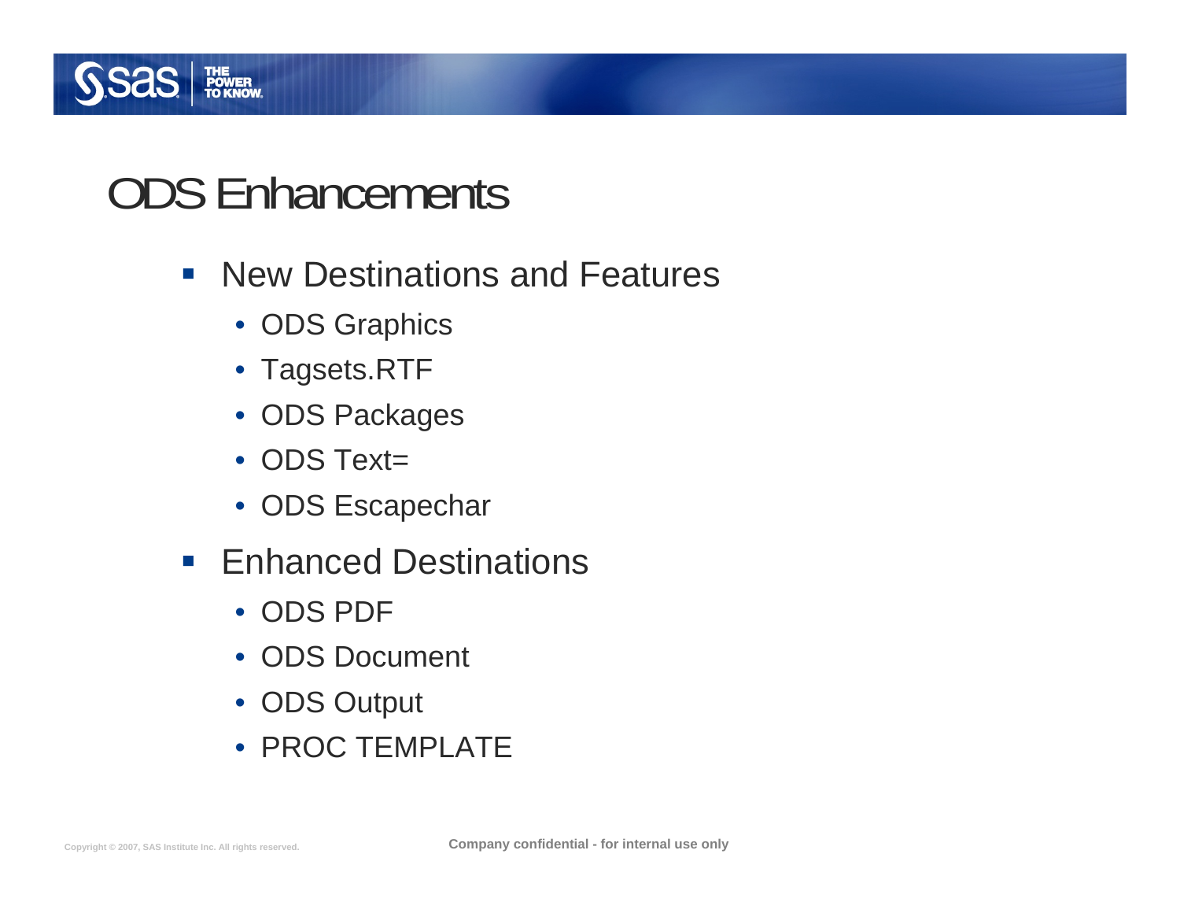# ODS Enhancements

- New Destinations and Features
  - ODS Graphics
  - Tagsets.RTF
  - ODS Packages
  - ODS Text=
  - ODS Escapechar
- Enhanced Destinations
  - ODS PDF
  - ODS Document
  - ODS Output
  - PROC TEMPLATE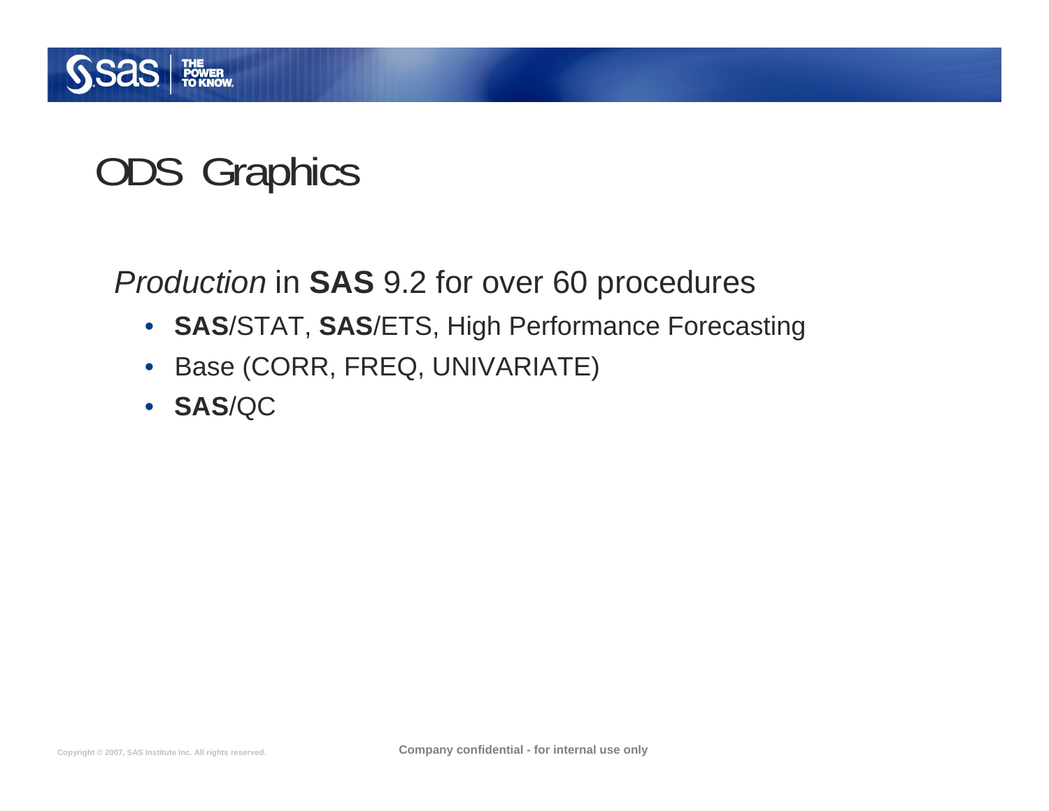# ODS Graphics

*Production* in **SAS** 9.2 for over 60 procedures

- **SAS**/STAT, **SAS**/ETS, High Performance Forecasting
- Base (CORR, FREQ, UNIVARIATE)
- **SAS**/QC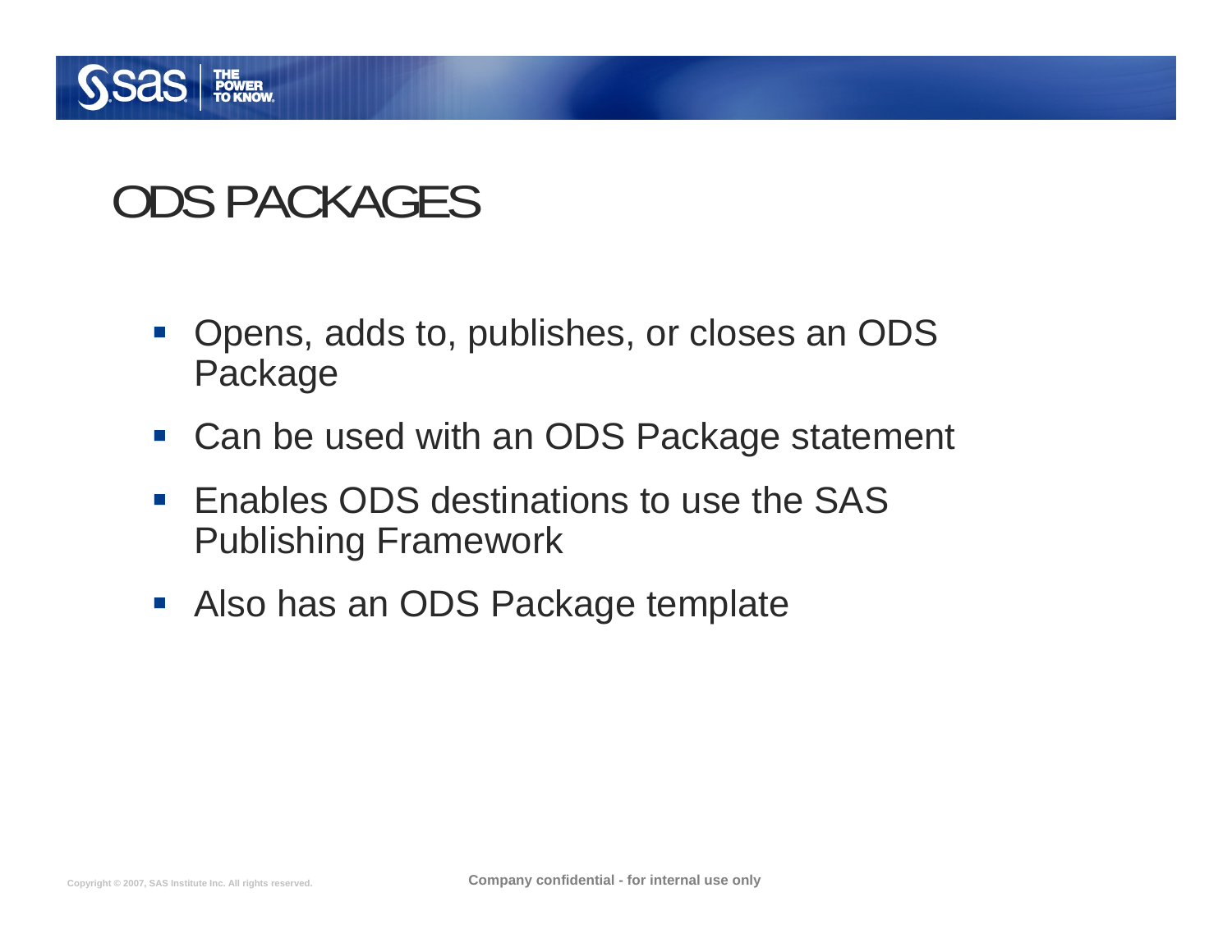# ODS PACKAGES

- Opens, adds to, publishes, or closes an ODS Package
- Can be used with an ODS Package statement
- Enables ODS destinations to use the SAS Publishing Framework
- Also has an ODS Package template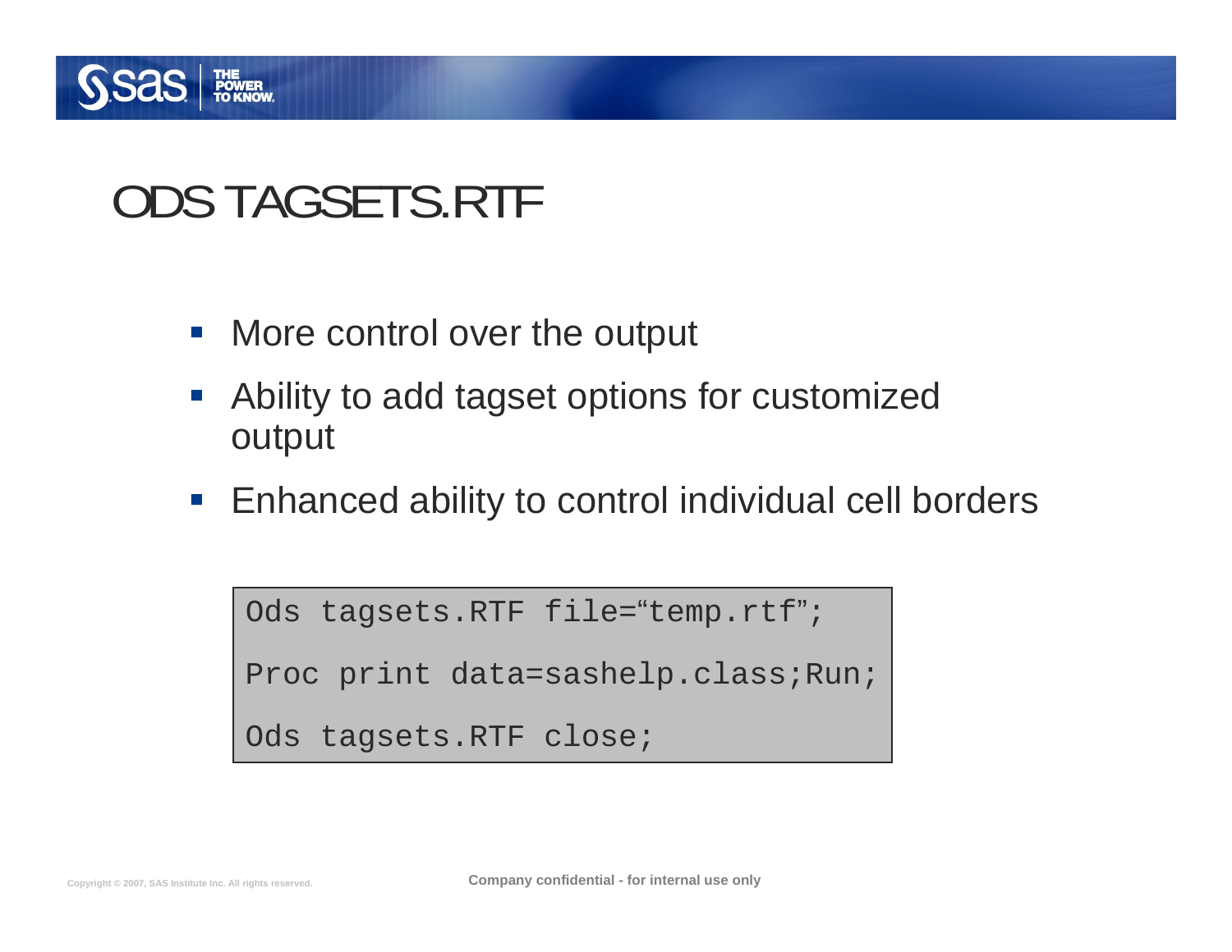# ODS TAGSETS.RTF

- More control over the output
- Ability to add tagset options for customized output
- Enhanced ability to control individual cell borders

```
Ods tagsets.RTF file="temp.rtf";
Proc print data=sashelp.class;Run;
Ods tagsets.RTF close;
```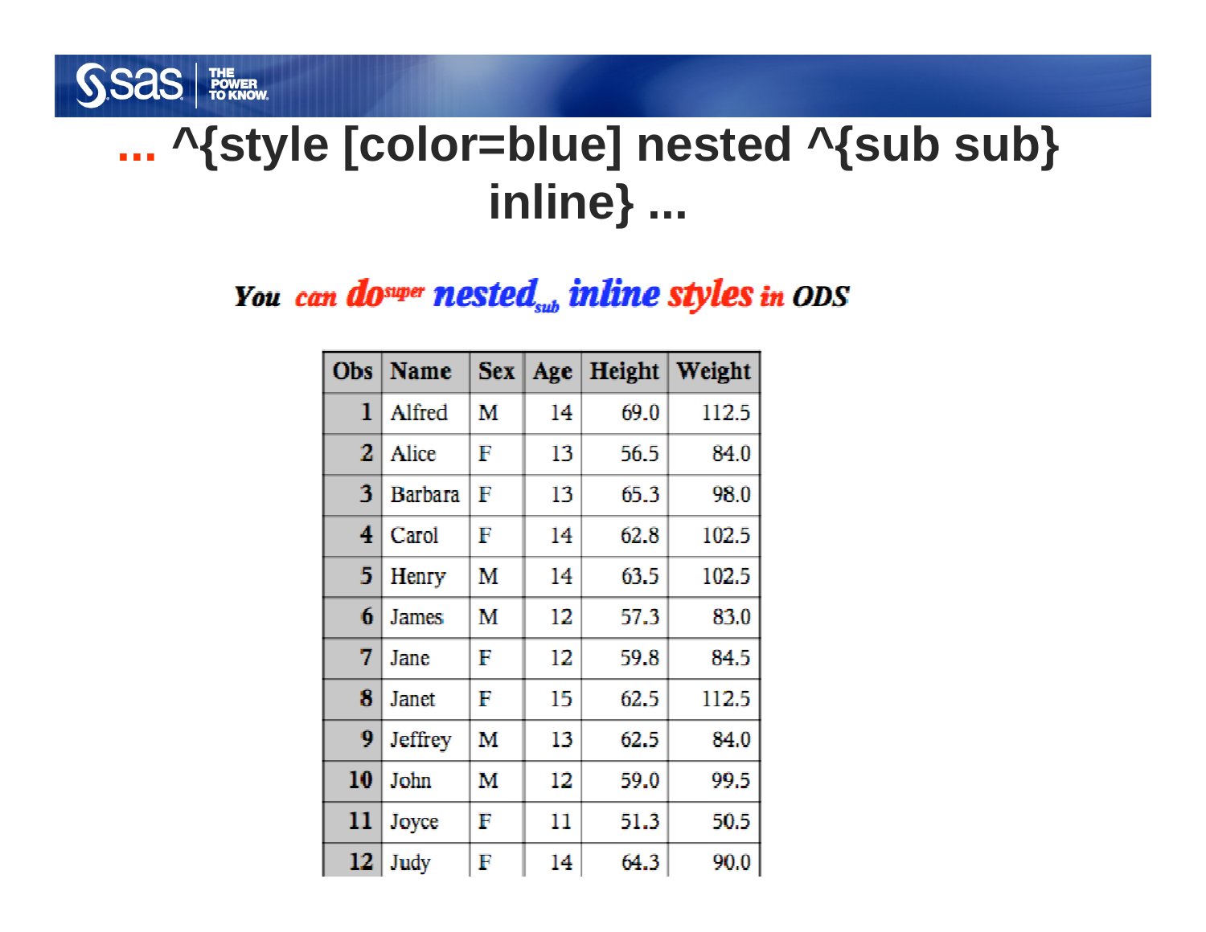# ... ^{style [color=blue] nested ^{sub sub} inline} ...

*You can do$^{super}$ nested$_{sub}$ inline styles in ODS*

| Obs | Name | Sex | Age | Height | Weight |
|---|---|---|---|---|---|
| 1 | Alfred | M | 14 | 69.0 | 112.5 |
| 2 | Alice | F | 13 | 56.5 | 84.0 |
| 3 | Barbara | F | 13 | 65.3 | 98.0 |
| 4 | Carol | F | 14 | 62.8 | 102.5 |
| 5 | Henry | M | 14 | 63.5 | 102.5 |
| 6 | James | M | 12 | 57.3 | 83.0 |
| 7 | Jane | F | 12 | 59.8 | 84.5 |
| 8 | Janet | F | 15 | 62.5 | 112.5 |
| 9 | Jeffrey | M | 13 | 62.5 | 84.0 |
| 10 | John | M | 12 | 59.0 | 99.5 |
| 11 | Joyce | F | 11 | 51.3 | 50.5 |
| 12 | Judy | F | 14 | 64.3 | 90.0 |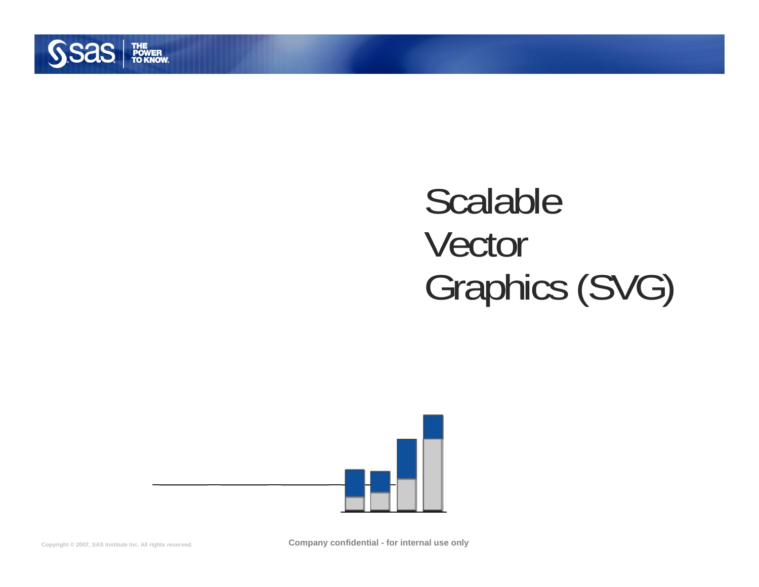# Scalable Vector Graphics (SVG)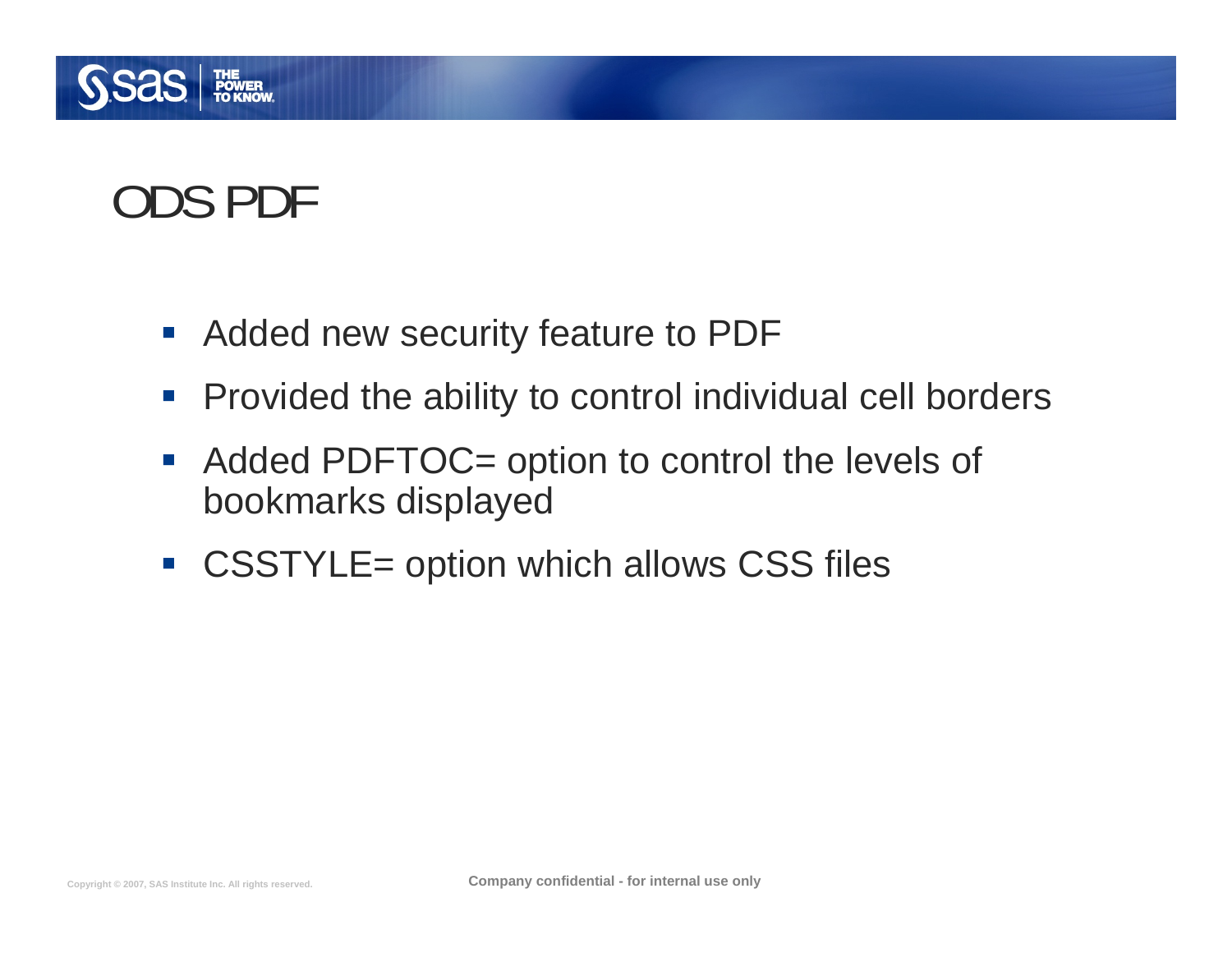# ODS PDF

- Added new security feature to PDF
- Provided the ability to control individual cell borders
- Added PDFTOC= option to control the levels of bookmarks displayed
- CSSTYLE= option which allows CSS files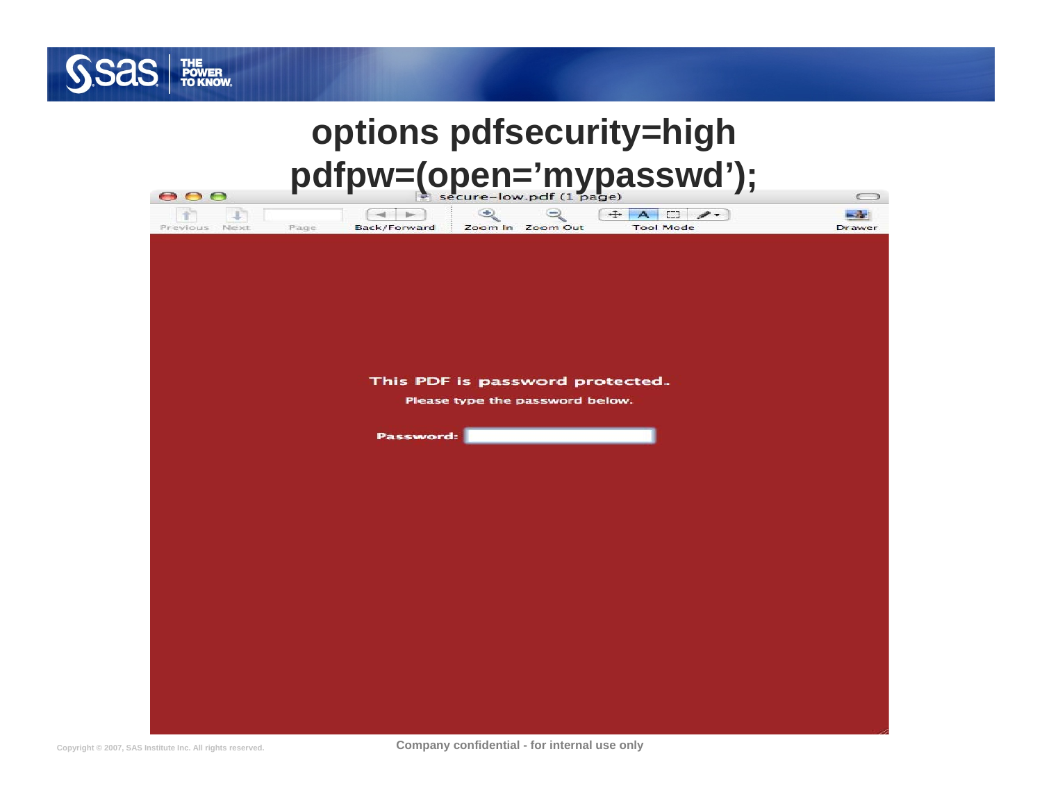# options pdfsecurity=high pdfpw=(open='mypasswd');

secure-low.pdf (1 page)

Previous Next Page Back/Forward Zoom In Zoom Out Tool Mode Drawer

This PDF is password protected.

Please type the password below.

Password:

Copyright © 2007, SAS Institute Inc. All rights reserved.

Company confidential - for internal use only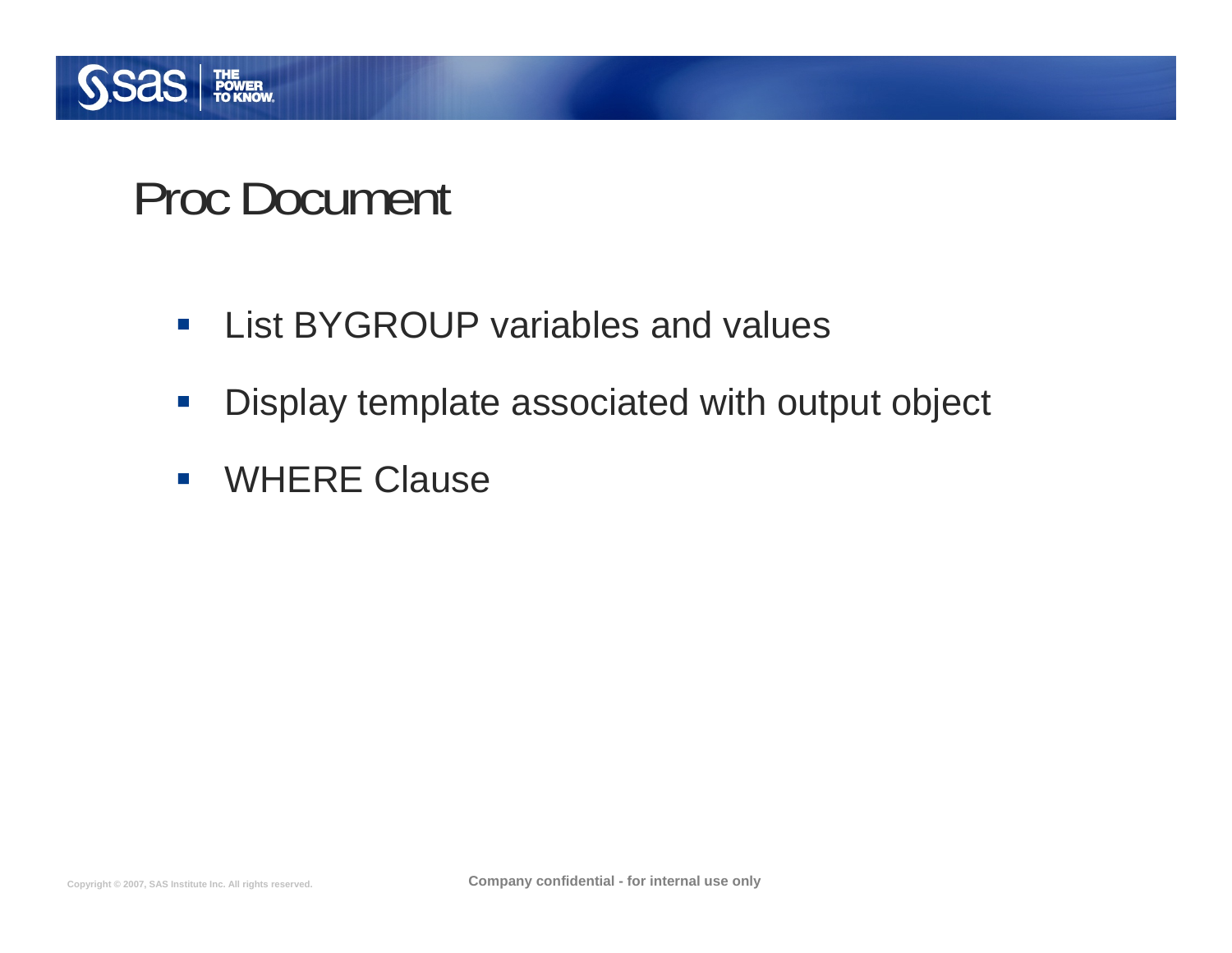# Proc Document

- List BYGROUP variables and values
- Display template associated with output object
- WHERE Clause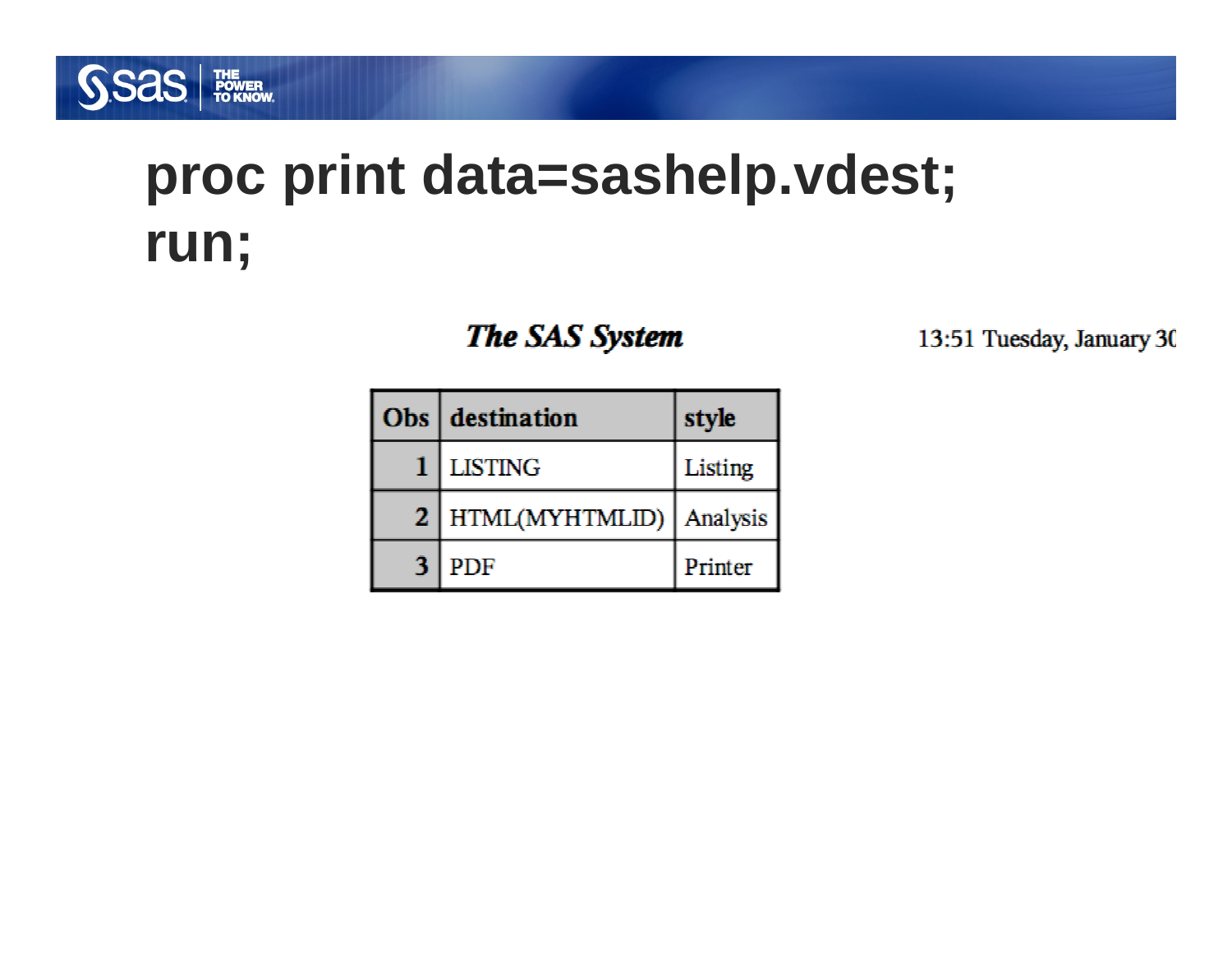```
proc print data=sashelp.vdest;
run;
```

***The SAS System*** 13:51 Tuesday, January 30

| Obs | destination | style |
|---|---|---|
| 1 | LISTING | Listing |
| 2 | HTML(MYHTMLID) | Analysis |
| 3 | PDF | Printer |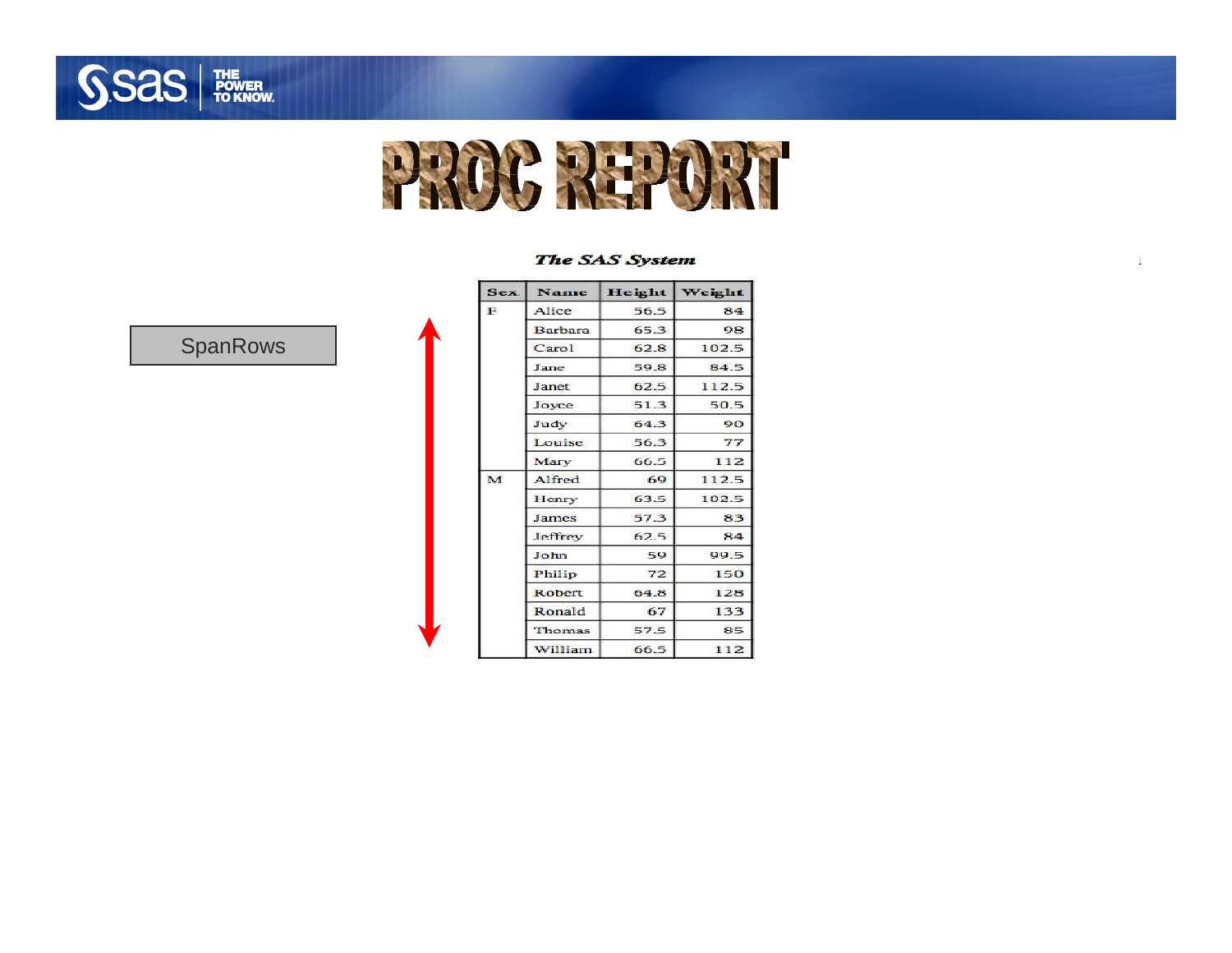# PROC REPORT

SpanRows

*The SAS System*

| Sex | Name | Height | Weight |
|---|---|---|---|
| F | Alice | 56.5 | 84 |
| | Barbara | 65.3 | 98 |
| | Carol | 62.8 | 102.5 |
| | Jane | 59.8 | 84.5 |
| | Janet | 62.5 | 112.5 |
| | Joyce | 51.3 | 50.5 |
| | Judy | 64.3 | 90 |
| | Louise | 56.3 | 77 |
| | Mary | 66.5 | 112 |
| M | Alfred | 69 | 112.5 |
| | Henry | 63.5 | 102.5 |
| | James | 57.3 | 83 |
| | Jeffrey | 62.5 | 84 |
| | John | 59 | 99.5 |
| | Philip | 72 | 150 |
| | Robert | 64.8 | 128 |
| | Ronald | 67 | 133 |
| | Thomas | 57.5 | 85 |
| | William | 66.5 | 112 |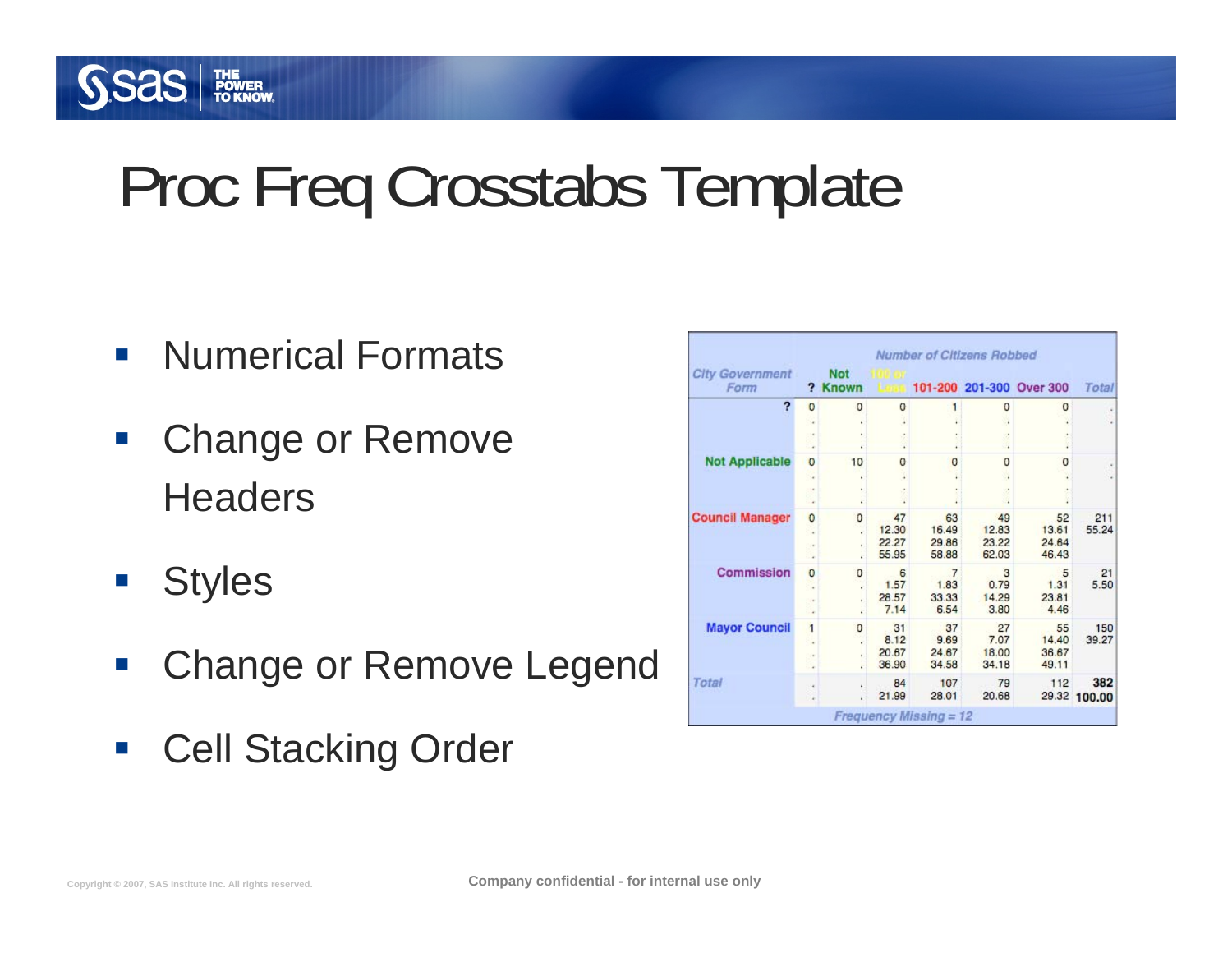# Proc Freq Crosstabs Template

- Numerical Formats
- Change or Remove Headers
- Styles
- Change or Remove Legend
- Cell Stacking Order

| City Government Form | Number of Citizens Robbed ? | Not Known | 100 or Less | 101-200 | 201-300 | Over 300 | Total |
|---|---|---|---|---|---|---|---|
| ? | 0<br>.<br>.<br>. | 0<br>.<br>.<br>. | 0<br>.<br>.<br>. | 1<br>.<br>.<br>. | 0<br>.<br>.<br>. | 0<br>.<br>.<br>. | .<br>. |
| Not Applicable | 0<br>.<br>.<br>. | 10<br>.<br>.<br>. | 0<br>.<br>.<br>. | 0<br>.<br>.<br>. | 0<br>.<br>.<br>. | 0<br>.<br>.<br>. | .<br>. |
| Council Manager | 0<br>.<br>.<br>. | 0<br>.<br>.<br>. | 47<br>12.30<br>22.27<br>55.95 | 63<br>16.49<br>29.86<br>58.88 | 49<br>12.83<br>23.22<br>62.03 | 52<br>13.61<br>24.64<br>46.43 | 211<br>55.24 |
| Commission | 0<br>.<br>.<br>. | 0<br>.<br>.<br>. | 6<br>1.57<br>28.57<br>7.14 | 7<br>1.83<br>33.33<br>6.54 | 3<br>0.79<br>14.29<br>3.80 | 5<br>1.31<br>23.81<br>4.46 | 21<br>5.50 |
| Mayor Council | 1<br>.<br>.<br>. | 0<br>.<br>.<br>. | 31<br>8.12<br>20.67<br>36.90 | 37<br>9.69<br>24.67<br>34.58 | 27<br>7.07<br>18.00<br>34.18 | 55<br>14.40<br>36.67<br>49.11 | 150<br>39.27 |
| Total | .<br>. | .<br>. | 84<br>21.99 | 107<br>28.01 | 79<br>20.68 | 112<br>29.32 | 382<br>100.00 |

Frequency Missing = 12

Company confidential - for internal use only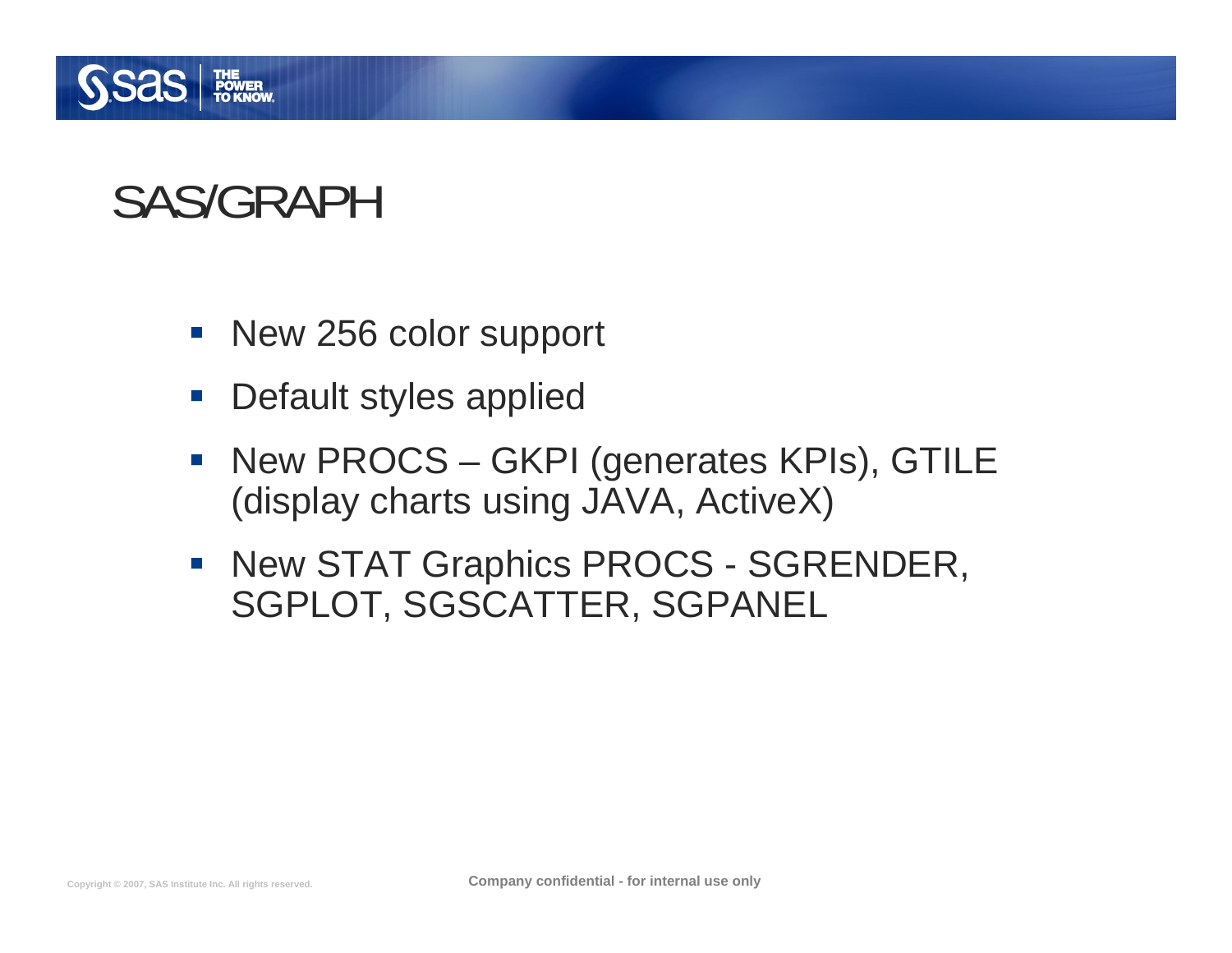# SAS/GRAPH

- New 256 color support
- Default styles applied
- New PROCS – GKPI (generates KPIs), GTILE (display charts using JAVA, ActiveX)
- New STAT Graphics PROCS - SGRENDER, SGPLOT, SGSCATTER, SGPANEL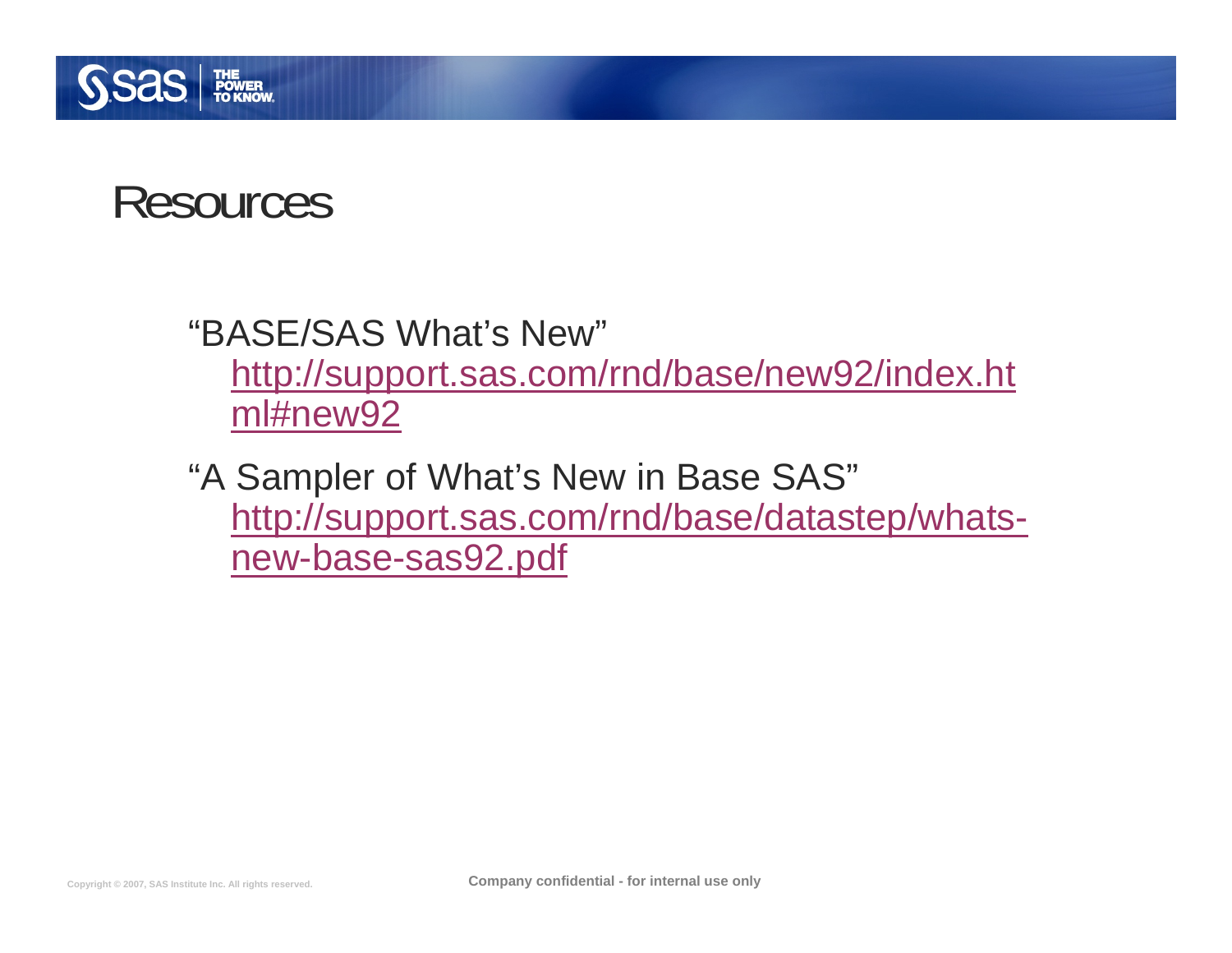# Resources

"BASE/SAS What's New"
[http://support.sas.com/rnd/base/new92/index.html#new92](http://support.sas.com/rnd/base/new92/index.html#new92)

"A Sampler of What's New in Base SAS"
[http://support.sas.com/rnd/base/datastep/whats-new-base-sas92.pdf](http://support.sas.com/rnd/base/datastep/whats-new-base-sas92.pdf)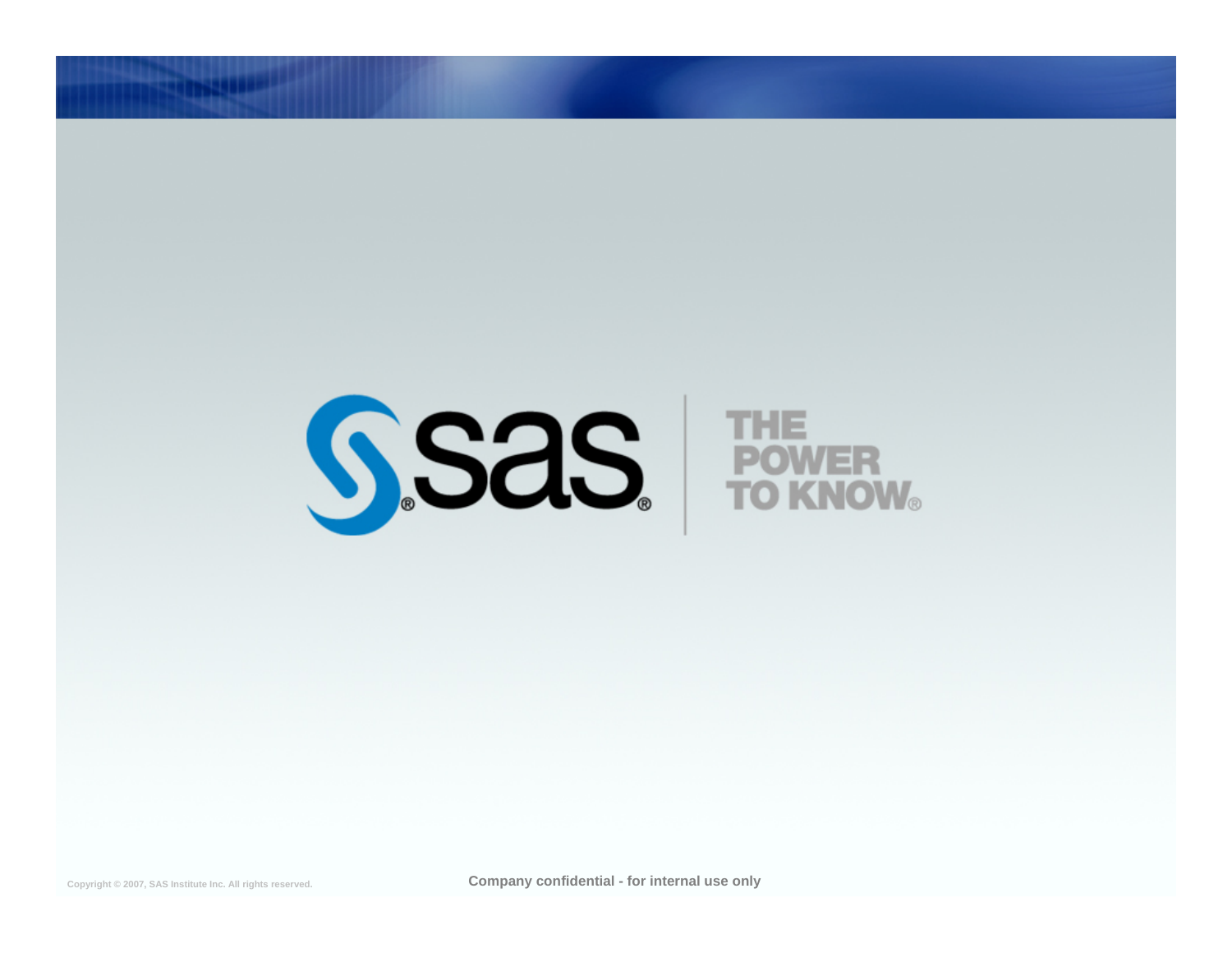sas

THE POWER TO KNOW®

Copyright © 2007, SAS Institute Inc. All rights reserved.

Company confidential - for internal use only